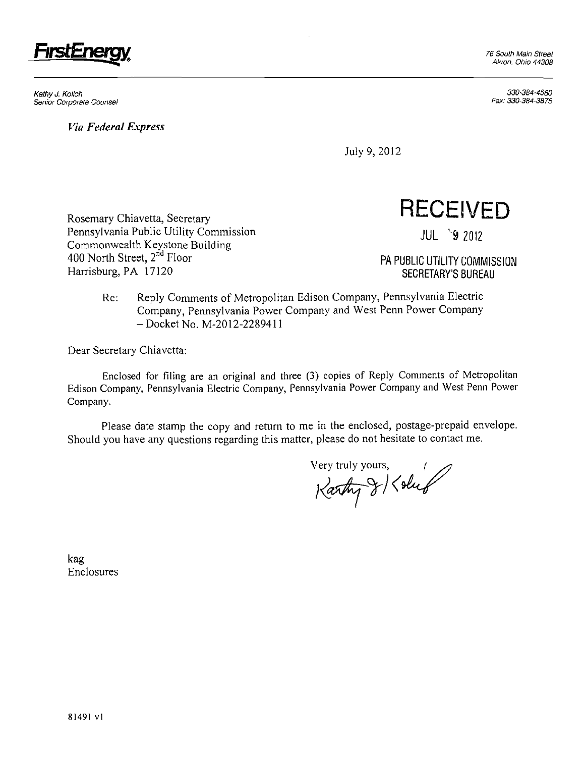**FirstEnergy**

76 South Main Street
Akron, Ohio 44308

Kathy J. Kolich
Senior Corporate Counsel

330-384-4580
Fax: 330-384-3875

*Via Federal Express*

July 9, 2012

Rosemary Chiavetta, Secretary
Pennsylvania Public Utility Commission
Commonwealth Keystone Building
400 North Street, 2nd Floor
Harrisburg, PA 17120

RECEIVED
JUL 9 2012
PA PUBLIC UTILITY COMMISSION
SECRETARY'S BUREAU

Re: Reply Comments of Metropolitan Edison Company, Pennsylvania Electric Company, Pennsylvania Power Company and West Penn Power Company – Docket No. M-2012-2289411

Dear Secretary Chiavetta:

Enclosed for filing are an original and three (3) copies of Reply Comments of Metropolitan Edison Company, Pennsylvania Electric Company, Pennsylvania Power Company and West Penn Power Company.

Please date stamp the copy and return to me in the enclosed, postage-prepaid envelope. Should you have any questions regarding this matter, please do not hesitate to contact me.

Very truly yours,

Kathy J. Kolich

kag
Enclosures

81491 v1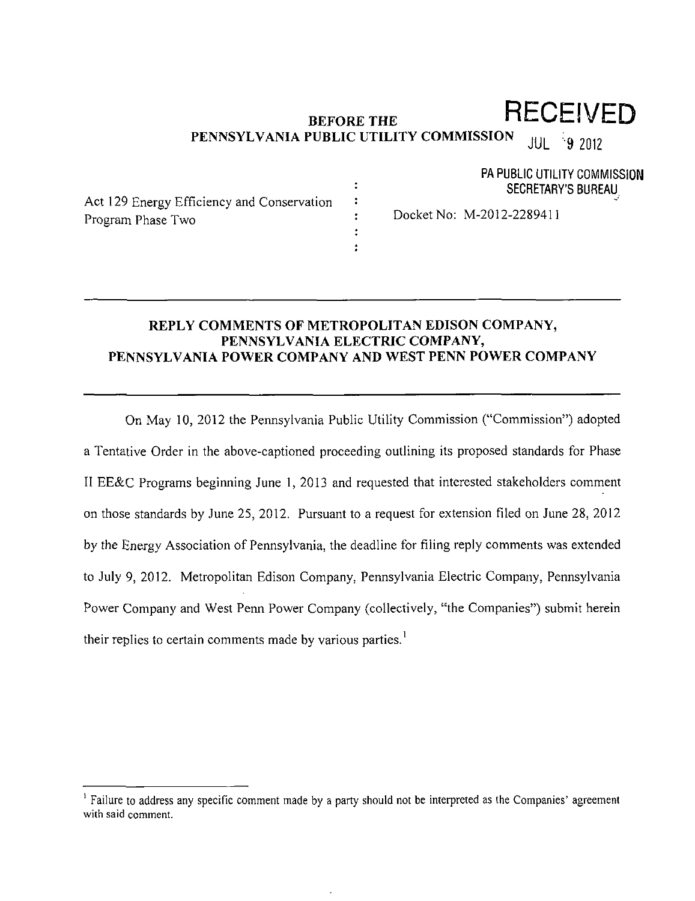**BEFORE THE**
**PENNSYLVANIA PUBLIC UTILITY COMMISSION**

RECEIVED
JUL 9 2012
PA PUBLIC UTILITY COMMISSION
SECRETARY'S BUREAU

Act 129 Energy Efficiency and Conservation Program Phase Two : Docket No: M-2012-2289411

---

## REPLY COMMENTS OF METROPOLITAN EDISON COMPANY, PENNSYLVANIA ELECTRIC COMPANY, PENNSYLVANIA POWER COMPANY AND WEST PENN POWER COMPANY

---

On May 10, 2012 the Pennsylvania Public Utility Commission ("Commission") adopted a Tentative Order in the above-captioned proceeding outlining its proposed standards for Phase II EE&C Programs beginning June 1, 2013 and requested that interested stakeholders comment on those standards by June 25, 2012. Pursuant to a request for extension filed on June 28, 2012 by the Energy Association of Pennsylvania, the deadline for filing reply comments was extended to July 9, 2012. Metropolitan Edison Company, Pennsylvania Electric Company, Pennsylvania Power Company and West Penn Power Company (collectively, "the Companies") submit herein their replies to certain comments made by various parties.[1]

---

[1] Failure to address any specific comment made by a party should not be interpreted as the Companies' agreement with said comment.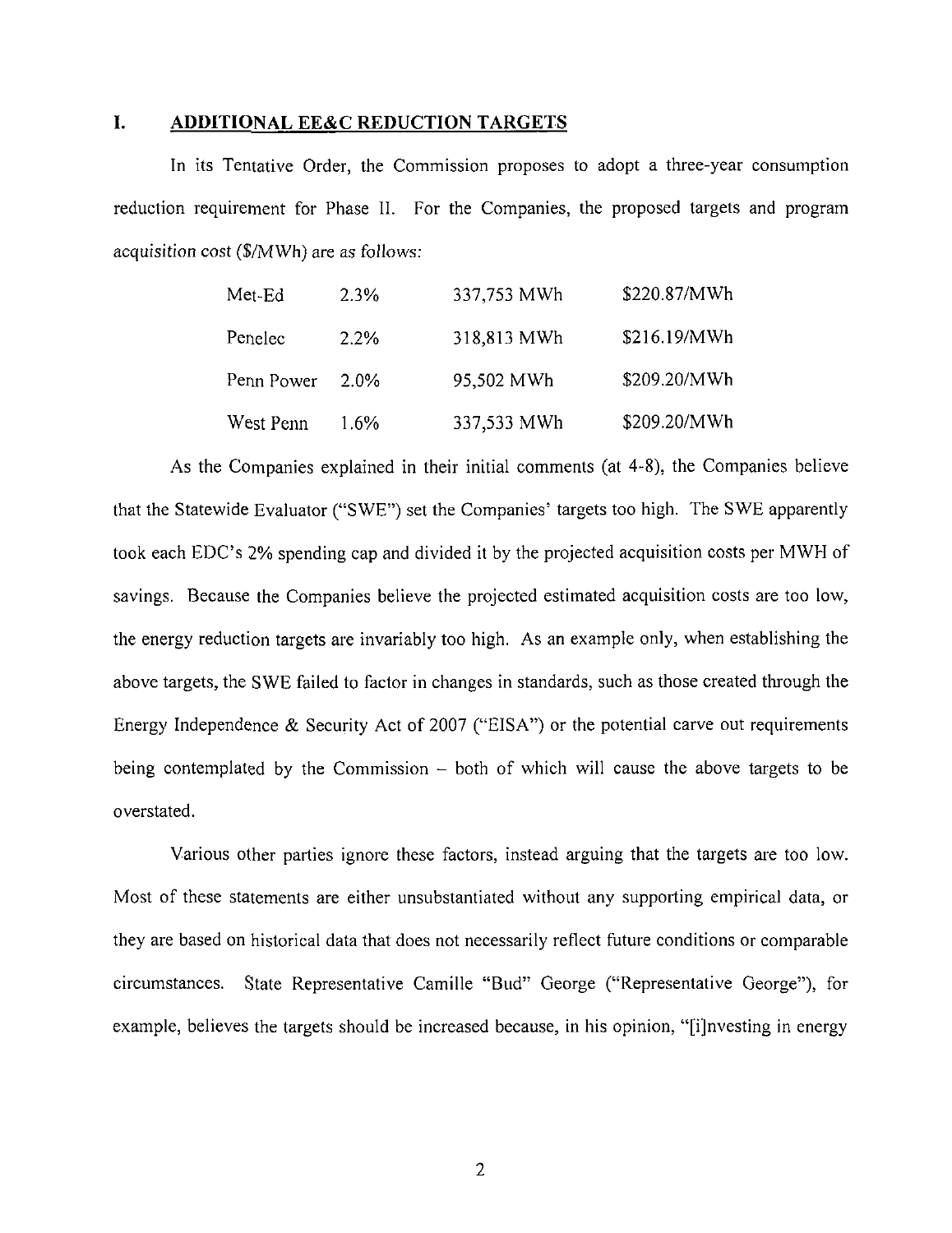## I. ADDITIONAL EE&C REDUCTION TARGETS

In its Tentative Order, the Commission proposes to adopt a three-year consumption reduction requirement for Phase II. For the Companies, the proposed targets and program acquisition cost ($/MWh) are as follows:

| | | | |
|---|---|---|---|
| Met-Ed | 2.3% | 337,753 MWh | $220.87/MWh |
| Penelec | 2.2% | 318,813 MWh | $216.19/MWh |
| Penn Power | 2.0% | 95,502 MWh | $209.20/MWh |
| West Penn | 1.6% | 337,533 MWh | $209.20/MWh |

As the Companies explained in their initial comments (at 4-8), the Companies believe that the Statewide Evaluator ("SWE") set the Companies' targets too high. The SWE apparently took each EDC's 2% spending cap and divided it by the projected acquisition costs per MWH of savings. Because the Companies believe the projected estimated acquisition costs are too low, the energy reduction targets are invariably too high. As an example only, when establishing the above targets, the SWE failed to factor in changes in standards, such as those created through the Energy Independence & Security Act of 2007 ("EISA") or the potential carve out requirements being contemplated by the Commission – both of which will cause the above targets to be overstated.

Various other parties ignore these factors, instead arguing that the targets are too low. Most of these statements are either unsubstantiated without any supporting empirical data, or they are based on historical data that does not necessarily reflect future conditions or comparable circumstances. State Representative Camille "Bud" George ("Representative George"), for example, believes the targets should be increased because, in his opinion, "[i]nvesting in energy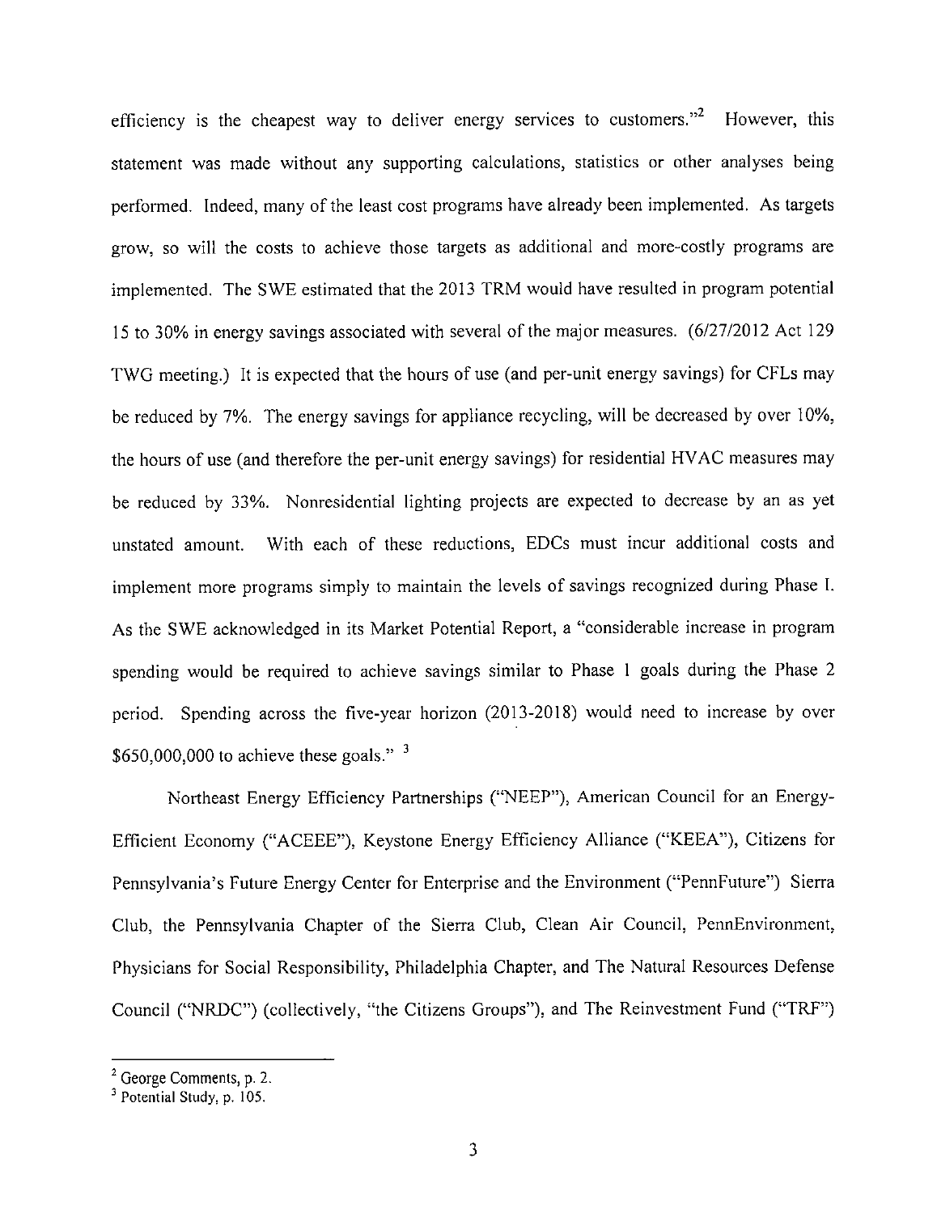efficiency is the cheapest way to deliver energy services to customers."[2] However, this statement was made without any supporting calculations, statistics or other analyses being performed. Indeed, many of the least cost programs have already been implemented. As targets grow, so will the costs to achieve those targets as additional and more-costly programs are implemented. The SWE estimated that the 2013 TRM would have resulted in program potential 15 to 30% in energy savings associated with several of the major measures. (6/27/2012 Act 129 TWG meeting.) It is expected that the hours of use (and per-unit energy savings) for CFLs may be reduced by 7%. The energy savings for appliance recycling, will be decreased by over 10%, the hours of use (and therefore the per-unit energy savings) for residential HVAC measures may be reduced by 33%. Nonresidential lighting projects are expected to decrease by an as yet unstated amount. With each of these reductions, EDCs must incur additional costs and implement more programs simply to maintain the levels of savings recognized during Phase I. As the SWE acknowledged in its Market Potential Report, a "considerable increase in program spending would be required to achieve savings similar to Phase 1 goals during the Phase 2 period. Spending across the five-year horizon (2013-2018) would need to increase by over $650,000,000 to achieve these goals." [3]

Northeast Energy Efficiency Partnerships ("NEEP"), American Council for an Energy-Efficient Economy ("ACEEE"), Keystone Energy Efficiency Alliance ("KEEA"), Citizens for Pennsylvania's Future Energy Center for Enterprise and the Environment ("PennFuture") Sierra Club, the Pennsylvania Chapter of the Sierra Club, Clean Air Council, PennEnvironment, Physicians for Social Responsibility, Philadelphia Chapter, and The Natural Resources Defense Council ("NRDC") (collectively, "the Citizens Groups"), and The Reinvestment Fund ("TRF")

---

[2] George Comments, p. 2.

[3] Potential Study, p. 105.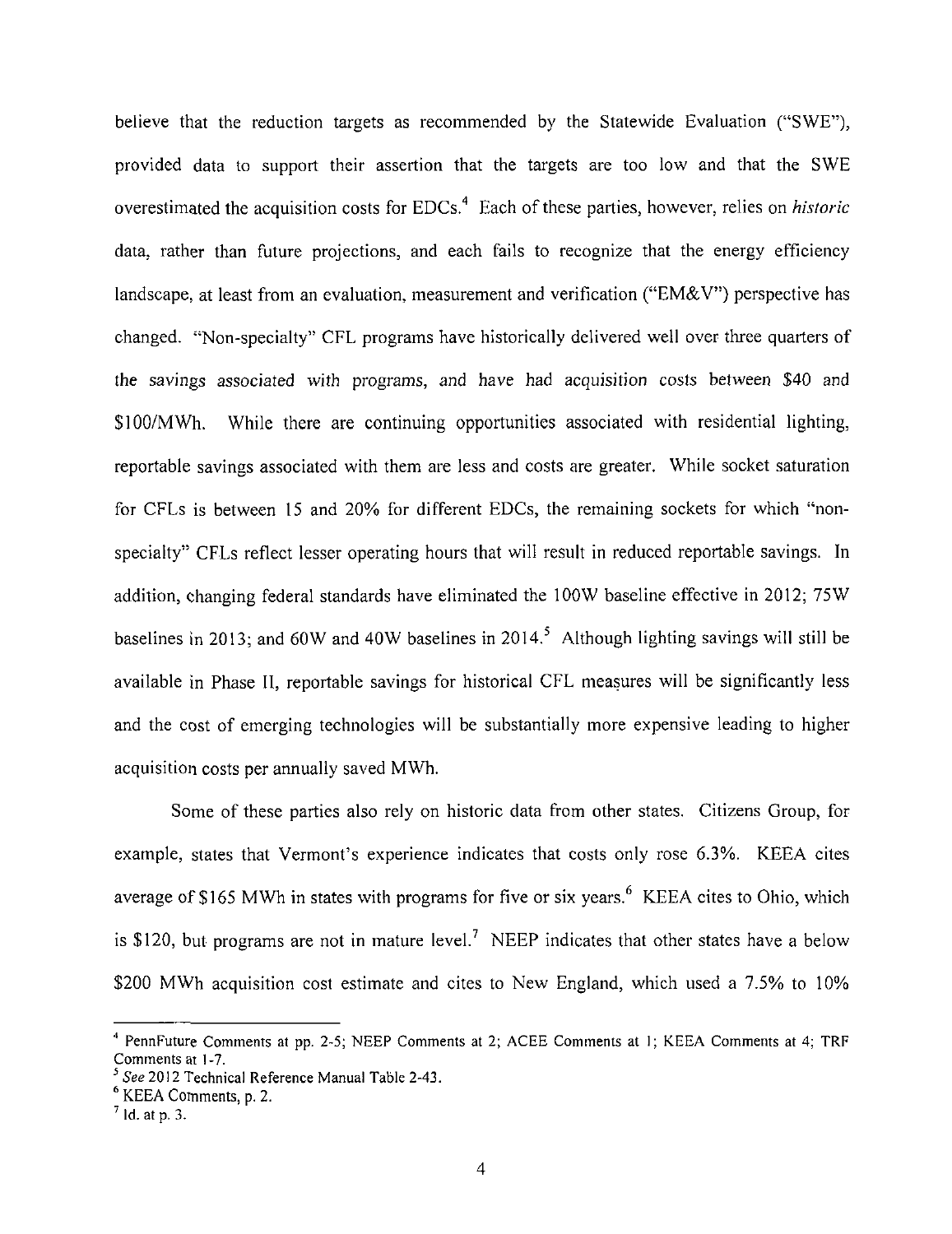believe that the reduction targets as recommended by the Statewide Evaluation ("SWE"), provided data to support their assertion that the targets are too low and that the SWE overestimated the acquisition costs for EDCs.[4] Each of these parties, however, relies on *historic* data, rather than future projections, and each fails to recognize that the energy efficiency landscape, at least from an evaluation, measurement and verification ("EM&V") perspective has changed. "Non-specialty" CFL programs have historically delivered well over three quarters of the savings associated with programs, and have had acquisition costs between $40 and $100/MWh. While there are continuing opportunities associated with residential lighting, reportable savings associated with them are less and costs are greater. While socket saturation for CFLs is between 15 and 20% for different EDCs, the remaining sockets for which "non-specialty" CFLs reflect lesser operating hours that will result in reduced reportable savings. In addition, changing federal standards have eliminated the 100W baseline effective in 2012; 75W baselines in 2013; and 60W and 40W baselines in 2014.[5] Although lighting savings will still be available in Phase II, reportable savings for historical CFL measures will be significantly less and the cost of emerging technologies will be substantially more expensive leading to higher acquisition costs per annually saved MWh.

Some of these parties also rely on historic data from other states. Citizens Group, for example, states that Vermont's experience indicates that costs only rose 6.3%. KEEA cites average of $165 MWh in states with programs for five or six years.[6] KEEA cites to Ohio, which is $120, but programs are not in mature level.[7] NEEP indicates that other states have a below $200 MWh acquisition cost estimate and cites to New England, which used a 7.5% to 10%

---

[4] PennFuture Comments at pp. 2-5; NEEP Comments at 2; ACEE Comments at 1; KEEA Comments at 4; TRF Comments at 1-7.

[5] *See* 2012 Technical Reference Manual Table 2-43.

[6] KEEA Comments, p. 2.

[7] Id. at p. 3.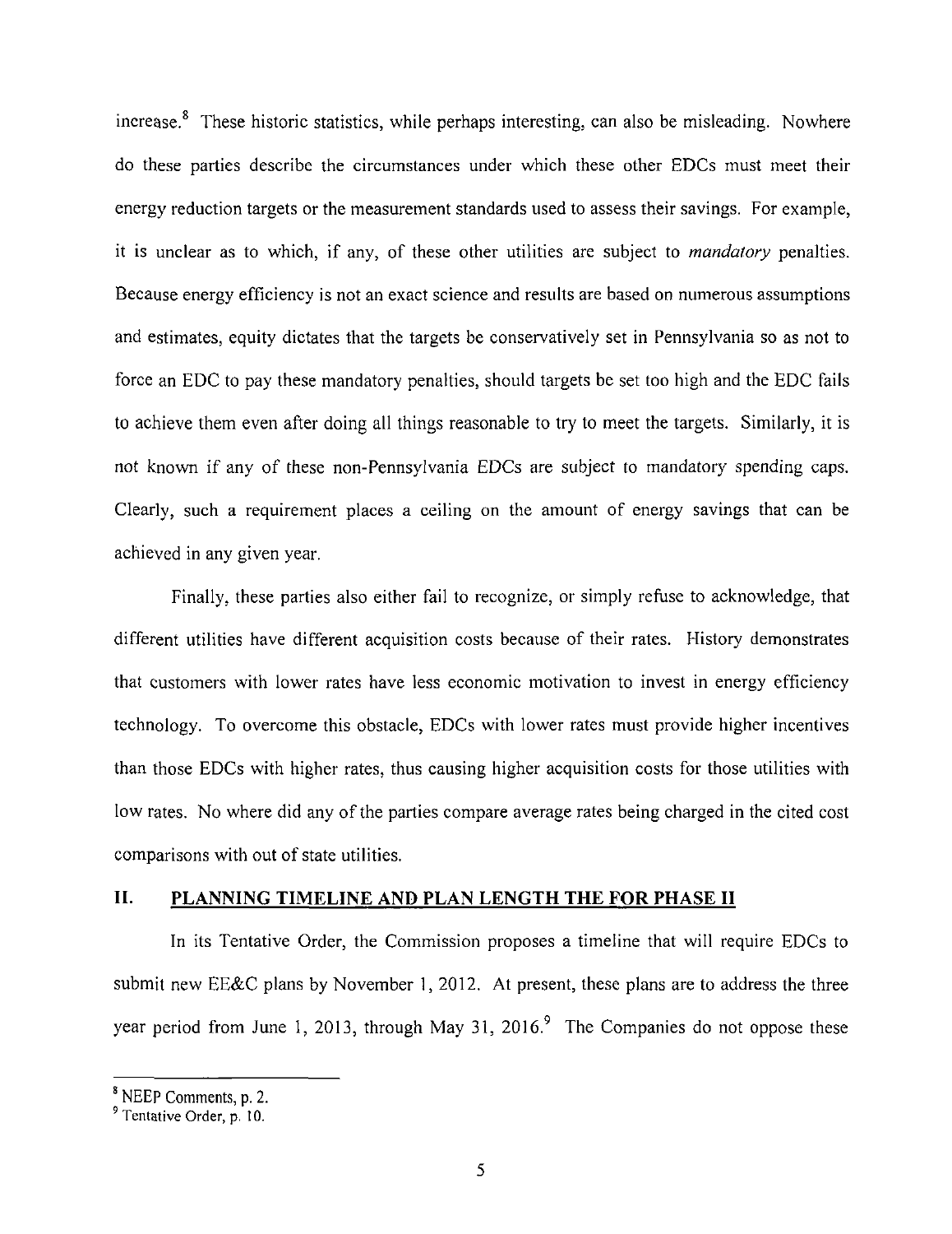increase.[8] These historic statistics, while perhaps interesting, can also be misleading. Nowhere do these parties describe the circumstances under which these other EDCs must meet their energy reduction targets or the measurement standards used to assess their savings. For example, it is unclear as to which, if any, of these other utilities are subject to *mandatory* penalties. Because energy efficiency is not an exact science and results are based on numerous assumptions and estimates, equity dictates that the targets be conservatively set in Pennsylvania so as not to force an EDC to pay these mandatory penalties, should targets be set too high and the EDC fails to achieve them even after doing all things reasonable to try to meet the targets. Similarly, it is not known if any of these non-Pennsylvania EDCs are subject to mandatory spending caps. Clearly, such a requirement places a ceiling on the amount of energy savings that can be achieved in any given year.

Finally, these parties also either fail to recognize, or simply refuse to acknowledge, that different utilities have different acquisition costs because of their rates. History demonstrates that customers with lower rates have less economic motivation to invest in energy efficiency technology. To overcome this obstacle, EDCs with lower rates must provide higher incentives than those EDCs with higher rates, thus causing higher acquisition costs for those utilities with low rates. No where did any of the parties compare average rates being charged in the cited cost comparisons with out of state utilities.

## II. PLANNING TIMELINE AND PLAN LENGTH THE FOR PHASE II

In its Tentative Order, the Commission proposes a timeline that will require EDCs to submit new EE&C plans by November 1, 2012. At present, these plans are to address the three year period from June 1, 2013, through May 31, 2016.[9] The Companies do not oppose these

---

[8] NEEP Comments, p. 2.

[9] Tentative Order, p. 10.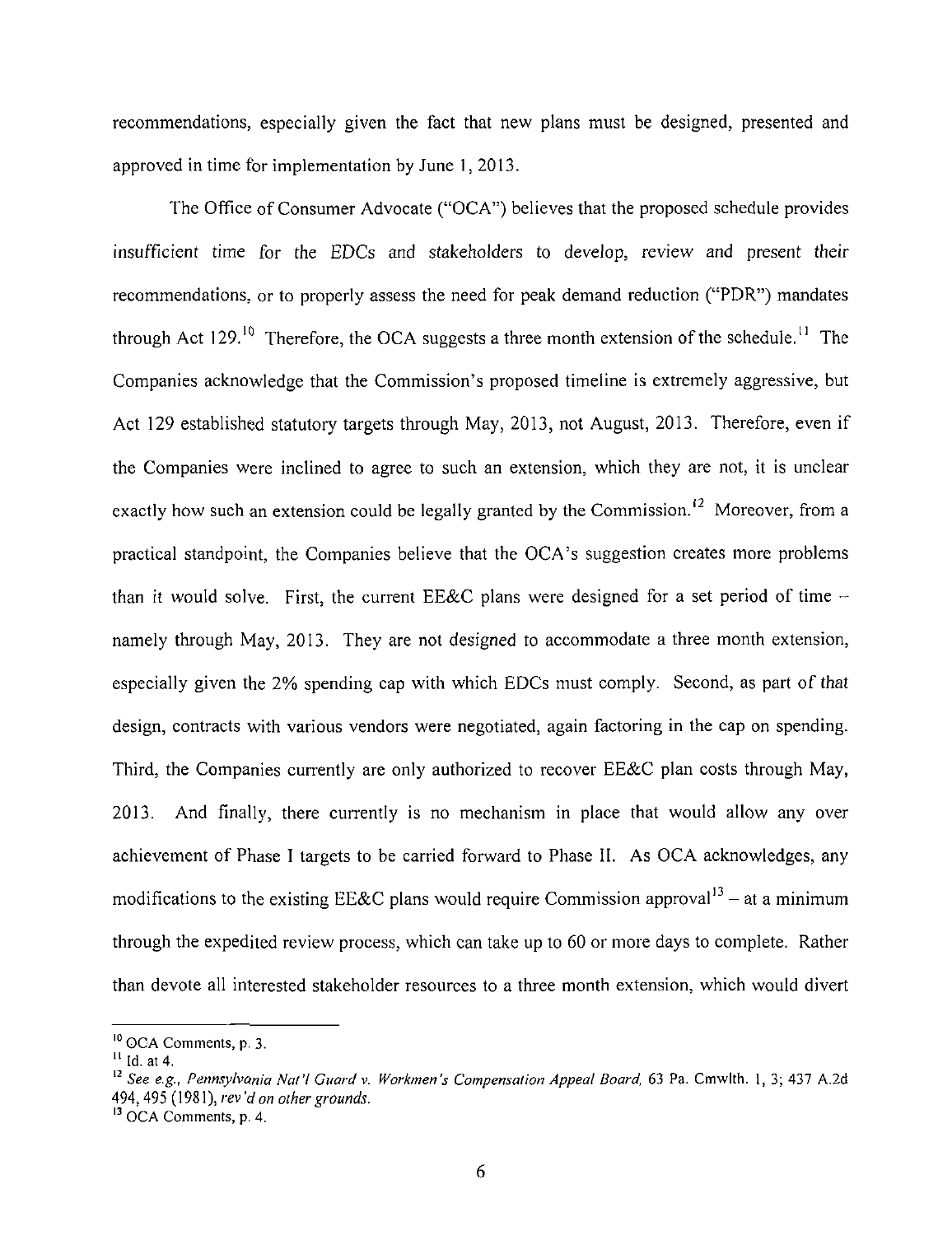recommendations, especially given the fact that new plans must be designed, presented and approved in time for implementation by June 1, 2013.

The Office of Consumer Advocate ("OCA") believes that the proposed schedule provides insufficient time for the EDCs and stakeholders to develop, review and present their recommendations, or to properly assess the need for peak demand reduction ("PDR") mandates through Act 129.[10] Therefore, the OCA suggests a three month extension of the schedule.[11] The Companies acknowledge that the Commission's proposed timeline is extremely aggressive, but Act 129 established statutory targets through May, 2013, not August, 2013. Therefore, even if the Companies were inclined to agree to such an extension, which they are not, it is unclear exactly how such an extension could be legally granted by the Commission.[12] Moreover, from a practical standpoint, the Companies believe that the OCA's suggestion creates more problems than it would solve. First, the current EE&C plans were designed for a set period of time – namely through May, 2013. They are not designed to accommodate a three month extension, especially given the 2% spending cap with which EDCs must comply. Second, as part of that design, contracts with various vendors were negotiated, again factoring in the cap on spending. Third, the Companies currently are only authorized to recover EE&C plan costs through May, 2013. And finally, there currently is no mechanism in place that would allow any over achievement of Phase I targets to be carried forward to Phase II. As OCA acknowledges, any modifications to the existing EE&C plans would require Commission approval[13] – at a minimum through the expedited review process, which can take up to 60 or more days to complete. Rather than devote all interested stakeholder resources to a three month extension, which would divert

---

[10] OCA Comments, p. 3.

[11] Id. at 4.

[12] *See e.g., Pennsylvania Nat'l Guard v. Workmen's Compensation Appeal Board*, 63 Pa. Cmwlth. 1, 3; 437 A.2d 494, 495 (1981), *rev'd on other grounds*.

[13] OCA Comments, p. 4.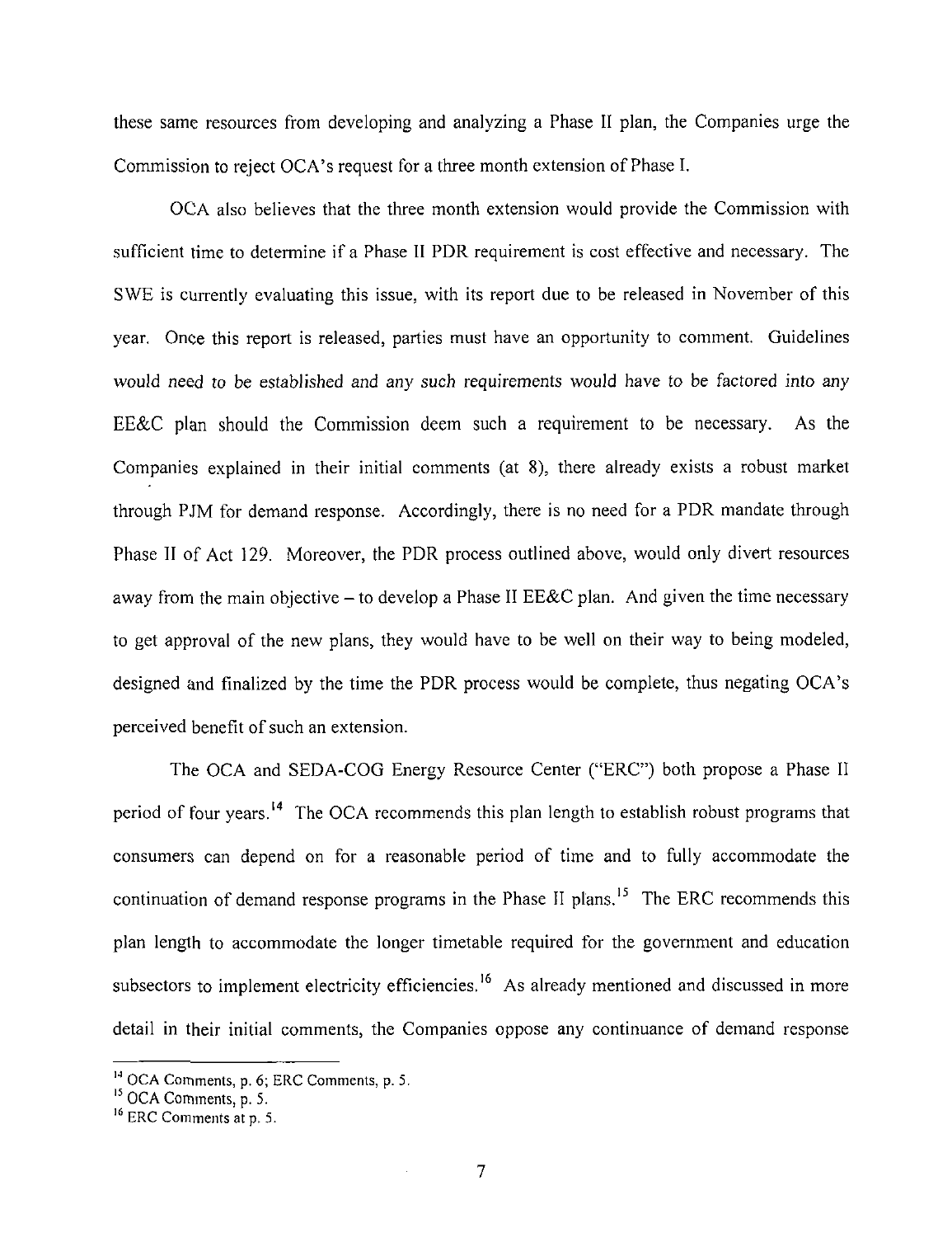these same resources from developing and analyzing a Phase II plan, the Companies urge the Commission to reject OCA's request for a three month extension of Phase I.

OCA also believes that the three month extension would provide the Commission with sufficient time to determine if a Phase II PDR requirement is cost effective and necessary. The SWE is currently evaluating this issue, with its report due to be released in November of this year. Once this report is released, parties must have an opportunity to comment. Guidelines would need to be established and any such requirements would have to be factored into any EE&C plan should the Commission deem such a requirement to be necessary. As the Companies explained in their initial comments (at 8), there already exists a robust market through PJM for demand response. Accordingly, there is no need for a PDR mandate through Phase II of Act 129. Moreover, the PDR process outlined above, would only divert resources away from the main objective – to develop a Phase II EE&C plan. And given the time necessary to get approval of the new plans, they would have to be well on their way to being modeled, designed and finalized by the time the PDR process would be complete, thus negating OCA's perceived benefit of such an extension.

The OCA and SEDA-COG Energy Resource Center ("ERC") both propose a Phase II period of four years.[14] The OCA recommends this plan length to establish robust programs that consumers can depend on for a reasonable period of time and to fully accommodate the continuation of demand response programs in the Phase II plans.[15] The ERC recommends this plan length to accommodate the longer timetable required for the government and education subsectors to implement electricity efficiencies.[16] As already mentioned and discussed in more detail in their initial comments, the Companies oppose any continuance of demand response

[14] OCA Comments, p. 6; ERC Comments, p. 5.

[15] OCA Comments, p. 5.

[16] ERC Comments at p. 5.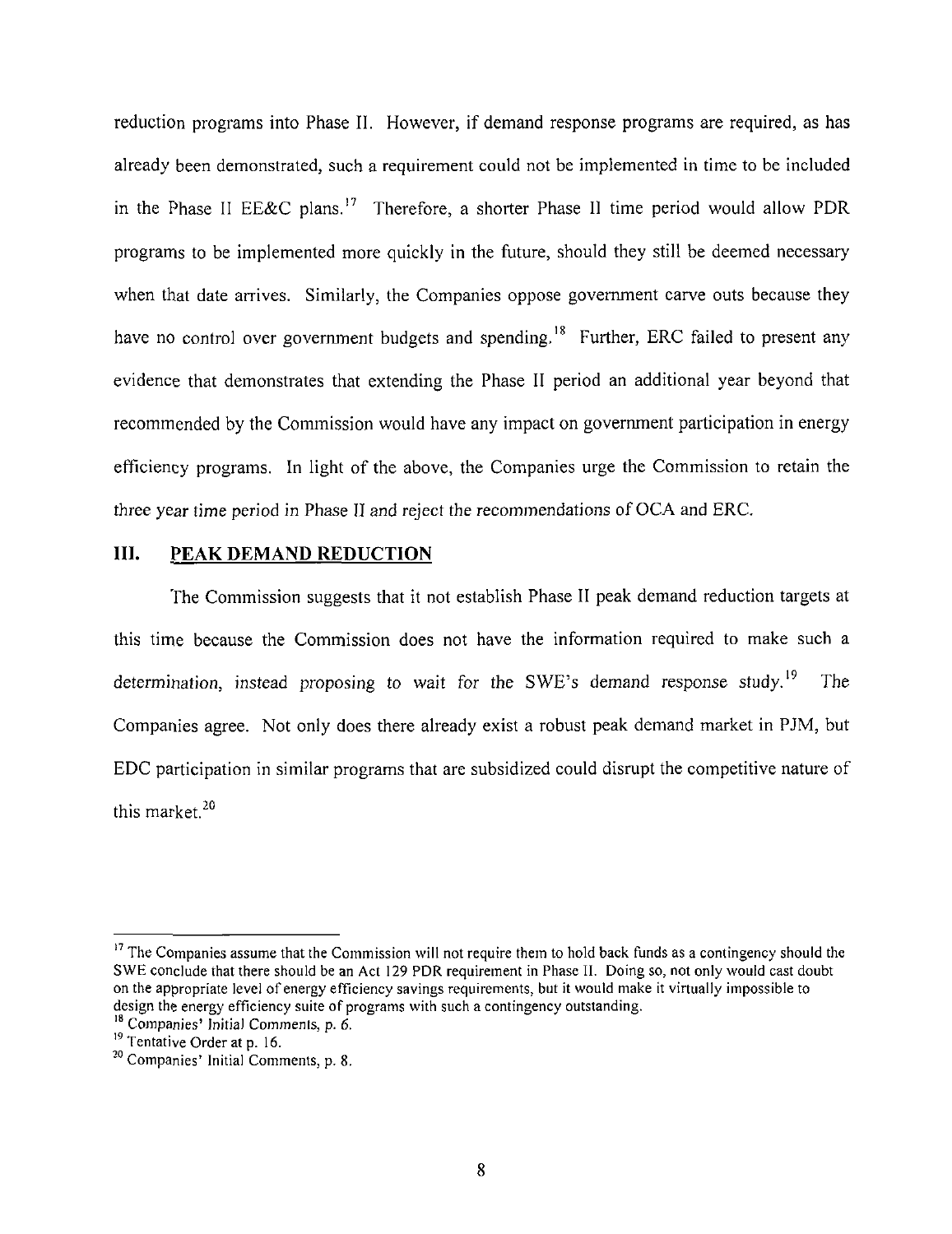reduction programs into Phase II. However, if demand response programs are required, as has already been demonstrated, such a requirement could not be implemented in time to be included in the Phase II EE&C plans.[17] Therefore, a shorter Phase II time period would allow PDR programs to be implemented more quickly in the future, should they still be deemed necessary when that date arrives. Similarly, the Companies oppose government carve outs because they have no control over government budgets and spending.[18] Further, ERC failed to present any evidence that demonstrates that extending the Phase II period an additional year beyond that recommended by the Commission would have any impact on government participation in energy efficiency programs. In light of the above, the Companies urge the Commission to retain the three year time period in Phase II and reject the recommendations of OCA and ERC.

## III. PEAK DEMAND REDUCTION

The Commission suggests that it not establish Phase II peak demand reduction targets at this time because the Commission does not have the information required to make such a determination, instead proposing to wait for the SWE's demand response study.[19] The Companies agree. Not only does there already exist a robust peak demand market in PJM, but EDC participation in similar programs that are subsidized could disrupt the competitive nature of this market.[20]

---

[17] The Companies assume that the Commission will not require them to hold back funds as a contingency should the SWE conclude that there should be an Act 129 PDR requirement in Phase II. Doing so, not only would cast doubt on the appropriate level of energy efficiency savings requirements, but it would make it virtually impossible to design the energy efficiency suite of programs with such a contingency outstanding.

[18] Companies' Initial Comments, p. 6.

[19] Tentative Order at p. 16.

[20] Companies' Initial Comments, p. 8.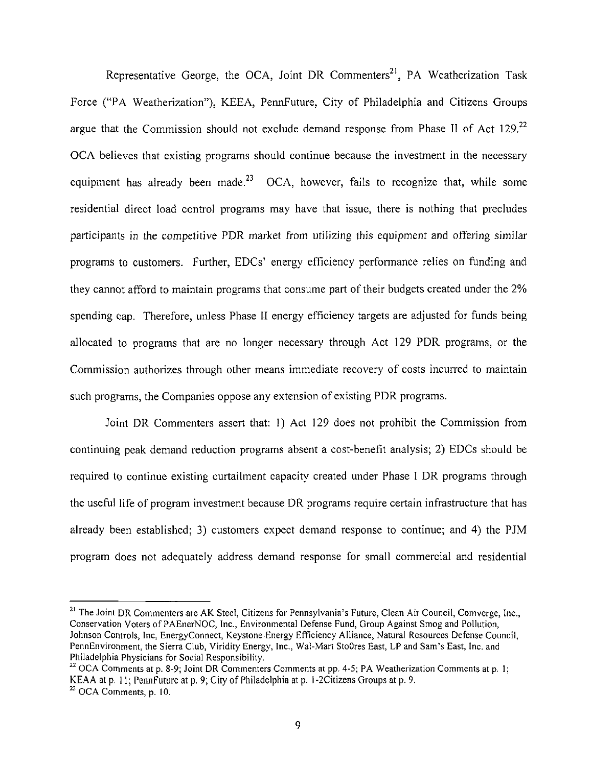Representative George, the OCA, Joint DR Commenters[21], PA Weatherization Task Force ("PA Weatherization"), KEEA, PennFuture, City of Philadelphia and Citizens Groups argue that the Commission should not exclude demand response from Phase II of Act 129.[22] OCA believes that existing programs should continue because the investment in the necessary equipment has already been made.[23] OCA, however, fails to recognize that, while some residential direct load control programs may have that issue, there is nothing that precludes participants in the competitive PDR market from utilizing this equipment and offering similar programs to customers. Further, EDCs' energy efficiency performance relies on funding and they cannot afford to maintain programs that consume part of their budgets created under the 2% spending cap. Therefore, unless Phase II energy efficiency targets are adjusted for funds being allocated to programs that are no longer necessary through Act 129 PDR programs, or the Commission authorizes through other means immediate recovery of costs incurred to maintain such programs, the Companies oppose any extension of existing PDR programs.

Joint DR Commenters assert that: 1) Act 129 does not prohibit the Commission from continuing peak demand reduction programs absent a cost-benefit analysis; 2) EDCs should be required to continue existing curtailment capacity created under Phase I DR programs through the useful life of program investment because DR programs require certain infrastructure that has already been established; 3) customers expect demand response to continue; and 4) the PJM program does not adequately address demand response for small commercial and residential

---

[21] The Joint DR Commenters are AK Steel, Citizens for Pennsylvania's Future, Clean Air Council, Comverge, Inc., Conservation Voters of PAEnerNOC, Inc., Environmental Defense Fund, Group Against Smog and Pollution, Johnson Controls, Inc, EnergyConnect, Keystone Energy Efficiency Alliance, Natural Resources Defense Council, PennEnvironment, the Sierra Club, Viridity Energy, Inc., Wal-Mart StoOres East, LP and Sam's East, Inc. and Philadelphia Physicians for Social Responsibility.

[22] OCA Comments at p. 8-9; Joint DR Commenters Comments at pp. 4-5; PA Weatherization Comments at p. 1; KEAA at p. 11; PennFuture at p. 9; City of Philadelphia at p. 1-2Citizens Groups at p. 9.

[23] OCA Comments, p. 10.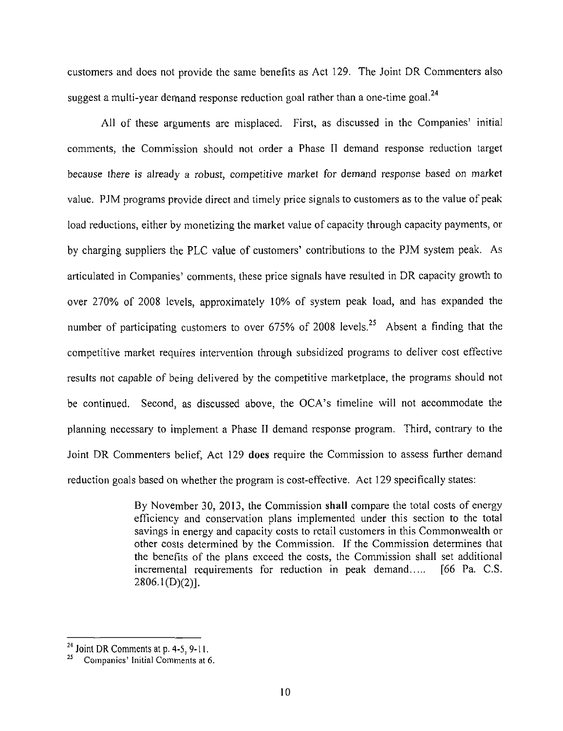customers and does not provide the same benefits as Act 129. The Joint DR Commenters also suggest a multi-year demand response reduction goal rather than a one-time goal.[24]

All of these arguments are misplaced. First, as discussed in the Companies' initial comments, the Commission should not order a Phase II demand response reduction target because there is already a robust, competitive market for demand response based on market value. PJM programs provide direct and timely price signals to customers as to the value of peak load reductions, either by monetizing the market value of capacity through capacity payments, or by charging suppliers the PLC value of customers' contributions to the PJM system peak. As articulated in Companies' comments, these price signals have resulted in DR capacity growth to over 270% of 2008 levels, approximately 10% of system peak load, and has expanded the number of participating customers to over 675% of 2008 levels.[25] Absent a finding that the competitive market requires intervention through subsidized programs to deliver cost effective results not capable of being delivered by the competitive marketplace, the programs should not be continued. Second, as discussed above, the OCA's timeline will not accommodate the planning necessary to implement a Phase II demand response program. Third, contrary to the Joint DR Commenters belief, Act 129 **does** require the Commission to assess further demand reduction goals based on whether the program is cost-effective. Act 129 specifically states:

> By November 30, 2013, the Commission **shall** compare the total costs of energy efficiency and conservation plans implemented under this section to the total savings in energy and capacity costs to retail customers in this Commonwealth or other costs determined by the Commission. If the Commission determines that the benefits of the plans exceed the costs, the Commission shall set additional incremental requirements for reduction in peak demand..... [66 Pa. C.S. 2806.1(D)(2)].

---

[24] Joint DR Comments at p. 4-5, 9-11.

[25] Companies' Initial Comments at 6.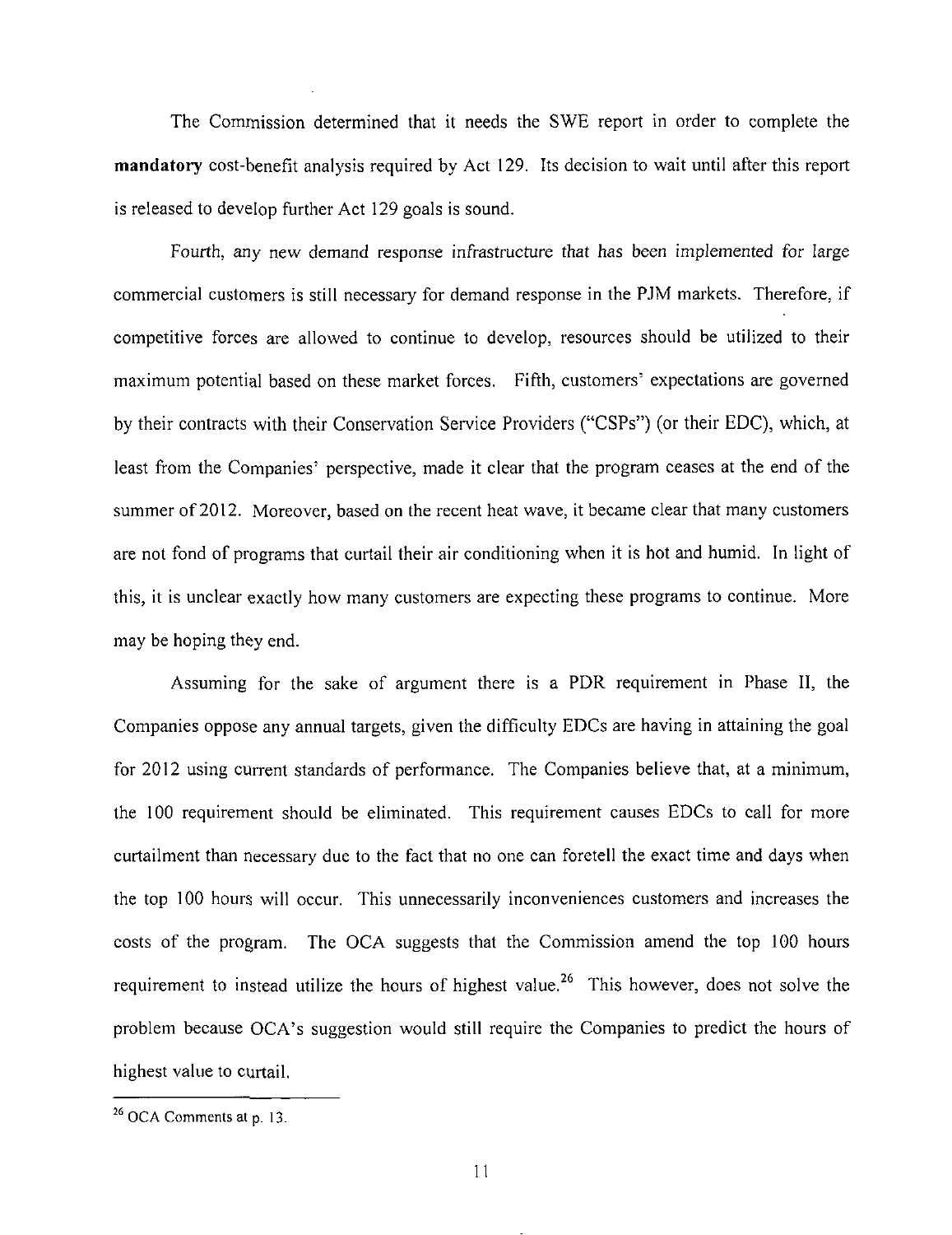The Commission determined that it needs the SWE report in order to complete the **mandatory** cost-benefit analysis required by Act 129. Its decision to wait until after this report is released to develop further Act 129 goals is sound.

Fourth, any new demand response infrastructure that has been implemented for large commercial customers is still necessary for demand response in the PJM markets. Therefore, if competitive forces are allowed to continue to develop, resources should be utilized to their maximum potential based on these market forces. Fifth, customers' expectations are governed by their contracts with their Conservation Service Providers ("CSPs") (or their EDC), which, at least from the Companies' perspective, made it clear that the program ceases at the end of the summer of 2012. Moreover, based on the recent heat wave, it became clear that many customers are not fond of programs that curtail their air conditioning when it is hot and humid. In light of this, it is unclear exactly how many customers are expecting these programs to continue. More may be hoping they end.

Assuming for the sake of argument there is a PDR requirement in Phase II, the Companies oppose any annual targets, given the difficulty EDCs are having in attaining the goal for 2012 using current standards of performance. The Companies believe that, at a minimum, the 100 requirement should be eliminated. This requirement causes EDCs to call for more curtailment than necessary due to the fact that no one can foretell the exact time and days when the top 100 hours will occur. This unnecessarily inconveniences customers and increases the costs of the program. The OCA suggests that the Commission amend the top 100 hours requirement to instead utilize the hours of highest value.[26] This however, does not solve the problem because OCA's suggestion would still require the Companies to predict the hours of highest value to curtail.

[26] OCA Comments at p. 13.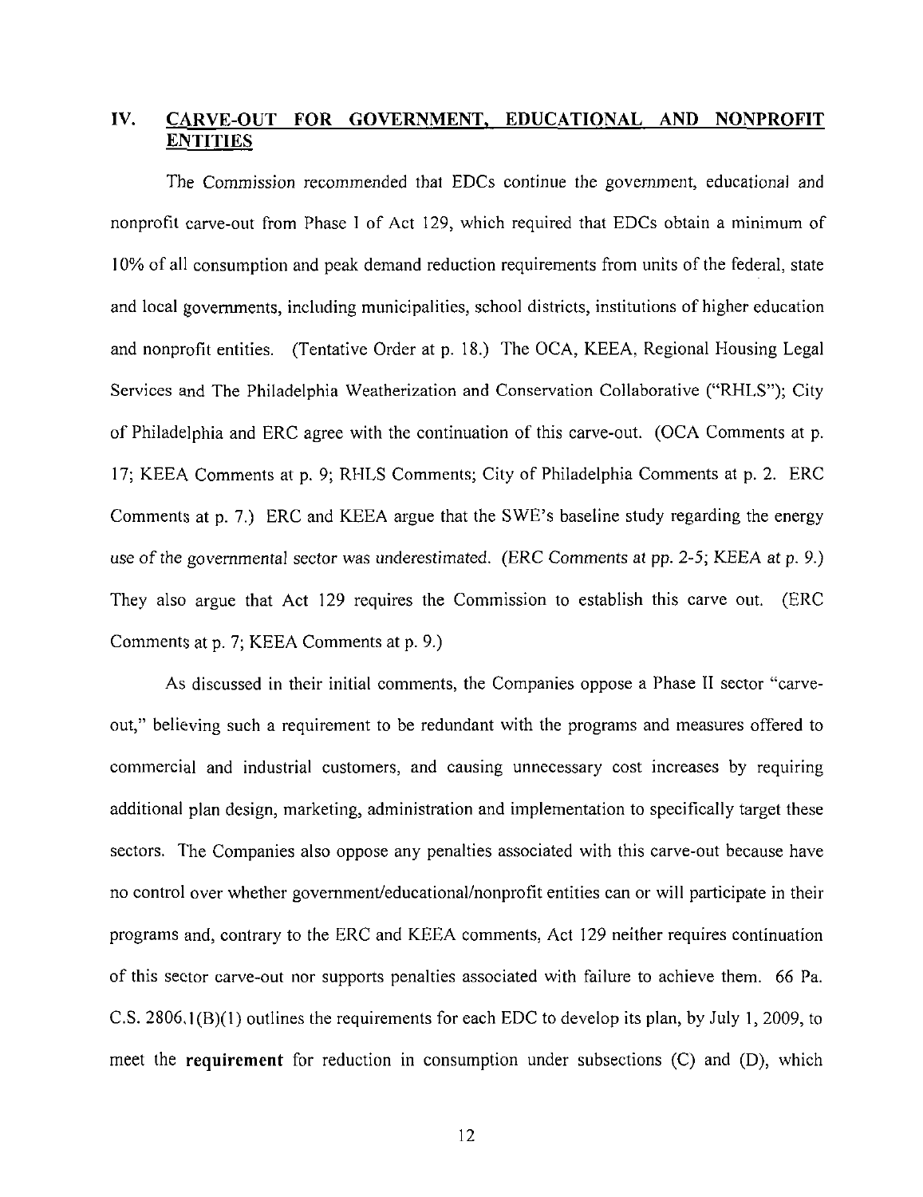## IV. CARVE-OUT FOR GOVERNMENT, EDUCATIONAL AND NONPROFIT ENTITIES

The Commission recommended that EDCs continue the government, educational and nonprofit carve-out from Phase I of Act 129, which required that EDCs obtain a minimum of 10% of all consumption and peak demand reduction requirements from units of the federal, state and local governments, including municipalities, school districts, institutions of higher education and nonprofit entities. (Tentative Order at p. 18.) The OCA, KEEA, Regional Housing Legal Services and The Philadelphia Weatherization and Conservation Collaborative ("RHLS"); City of Philadelphia and ERC agree with the continuation of this carve-out. (OCA Comments at p. 17; KEEA Comments at p. 9; RHLS Comments; City of Philadelphia Comments at p. 2. ERC Comments at p. 7.) ERC and KEEA argue that the SWE's baseline study regarding the energy use of the governmental sector was underestimated. (ERC Comments at pp. 2-5; KEEA at p. 9.) They also argue that Act 129 requires the Commission to establish this carve out. (ERC Comments at p. 7; KEEA Comments at p. 9.)

As discussed in their initial comments, the Companies oppose a Phase II sector "carve-out," believing such a requirement to be redundant with the programs and measures offered to commercial and industrial customers, and causing unnecessary cost increases by requiring additional plan design, marketing, administration and implementation to specifically target these sectors. The Companies also oppose any penalties associated with this carve-out because have no control over whether government/educational/nonprofit entities can or will participate in their programs and, contrary to the ERC and KEEA comments, Act 129 neither requires continuation of this sector carve-out nor supports penalties associated with failure to achieve them. 66 Pa. C.S. 2806.1(B)(1) outlines the requirements for each EDC to develop its plan, by July 1, 2009, to meet the **requirement** for reduction in consumption under subsections (C) and (D), which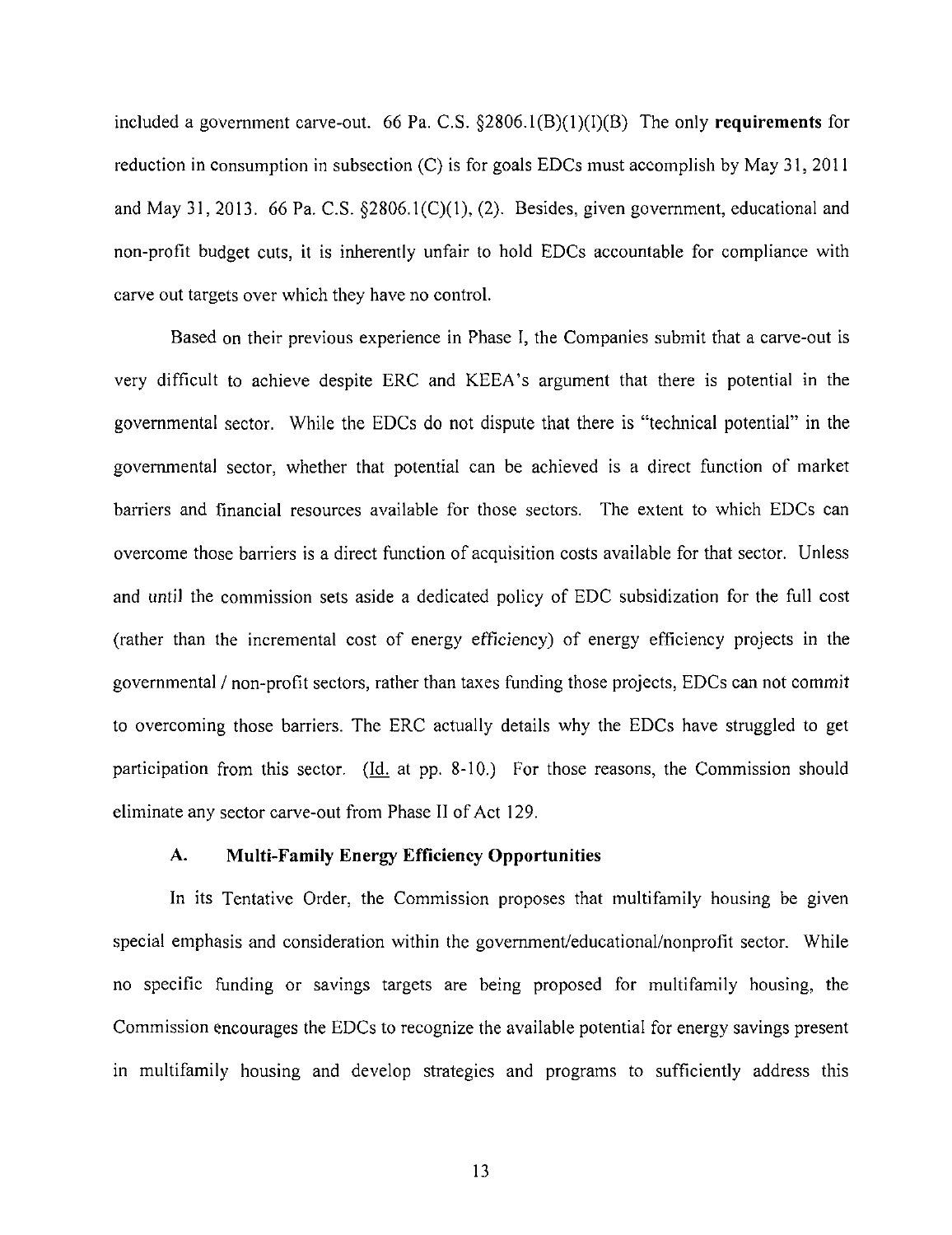included a government carve-out. 66 Pa. C.S. §2806.1(B)(1)(I)(B) The only **requirements** for reduction in consumption in subsection (C) is for goals EDCs must accomplish by May 31, 2011 and May 31, 2013. 66 Pa. C.S. §2806.1(C)(1), (2). Besides, given government, educational and non-profit budget cuts, it is inherently unfair to hold EDCs accountable for compliance with carve out targets over which they have no control.

Based on their previous experience in Phase I, the Companies submit that a carve-out is very difficult to achieve despite ERC and KEEA's argument that there is potential in the governmental sector. While the EDCs do not dispute that there is "technical potential" in the governmental sector, whether that potential can be achieved is a direct function of market barriers and financial resources available for those sectors. The extent to which EDCs can overcome those barriers is a direct function of acquisition costs available for that sector. Unless and until the commission sets aside a dedicated policy of EDC subsidization for the full cost (rather than the incremental cost of energy efficiency) of energy efficiency projects in the governmental / non-profit sectors, rather than taxes funding those projects, EDCs can not commit to overcoming those barriers. The ERC actually details why the EDCs have struggled to get participation from this sector. (Id. at pp. 8-10.) For those reasons, the Commission should eliminate any sector carve-out from Phase II of Act 129.

### A. Multi-Family Energy Efficiency Opportunities

In its Tentative Order, the Commission proposes that multifamily housing be given special emphasis and consideration within the government/educational/nonprofit sector. While no specific funding or savings targets are being proposed for multifamily housing, the Commission encourages the EDCs to recognize the available potential for energy savings present in multifamily housing and develop strategies and programs to sufficiently address this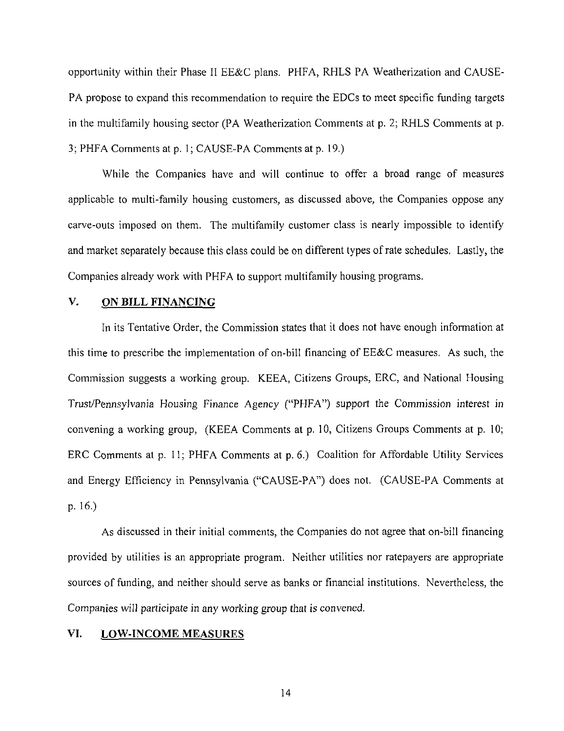opportunity within their Phase II EE&C plans. PHFA, RHLS PA Weatherization and CAUSE-PA propose to expand this recommendation to require the EDCs to meet specific funding targets in the multifamily housing sector (PA Weatherization Comments at p. 2; RHLS Comments at p. 3; PHFA Comments at p. 1; CAUSE-PA Comments at p. 19.)

While the Companies have and will continue to offer a broad range of measures applicable to multi-family housing customers, as discussed above, the Companies oppose any carve-outs imposed on them. The multifamily customer class is nearly impossible to identify and market separately because this class could be on different types of rate schedules. Lastly, the Companies already work with PHFA to support multifamily housing programs.

## V. ON BILL FINANCING

In its Tentative Order, the Commission states that it does not have enough information at this time to prescribe the implementation of on-bill financing of EE&C measures. As such, the Commission suggests a working group. KEEA, Citizens Groups, ERC, and National Housing Trust/Pennsylvania Housing Finance Agency ("PHFA") support the Commission interest in convening a working group, (KEEA Comments at p. 10, Citizens Groups Comments at p. 10; ERC Comments at p. 11; PHFA Comments at p. 6.) Coalition for Affordable Utility Services and Energy Efficiency in Pennsylvania ("CAUSE-PA") does not. (CAUSE-PA Comments at p. 16.)

As discussed in their initial comments, the Companies do not agree that on-bill financing provided by utilities is an appropriate program. Neither utilities nor ratepayers are appropriate sources of funding, and neither should serve as banks or financial institutions. Nevertheless, the Companies will participate in any working group that is convened.

## VI. LOW-INCOME MEASURES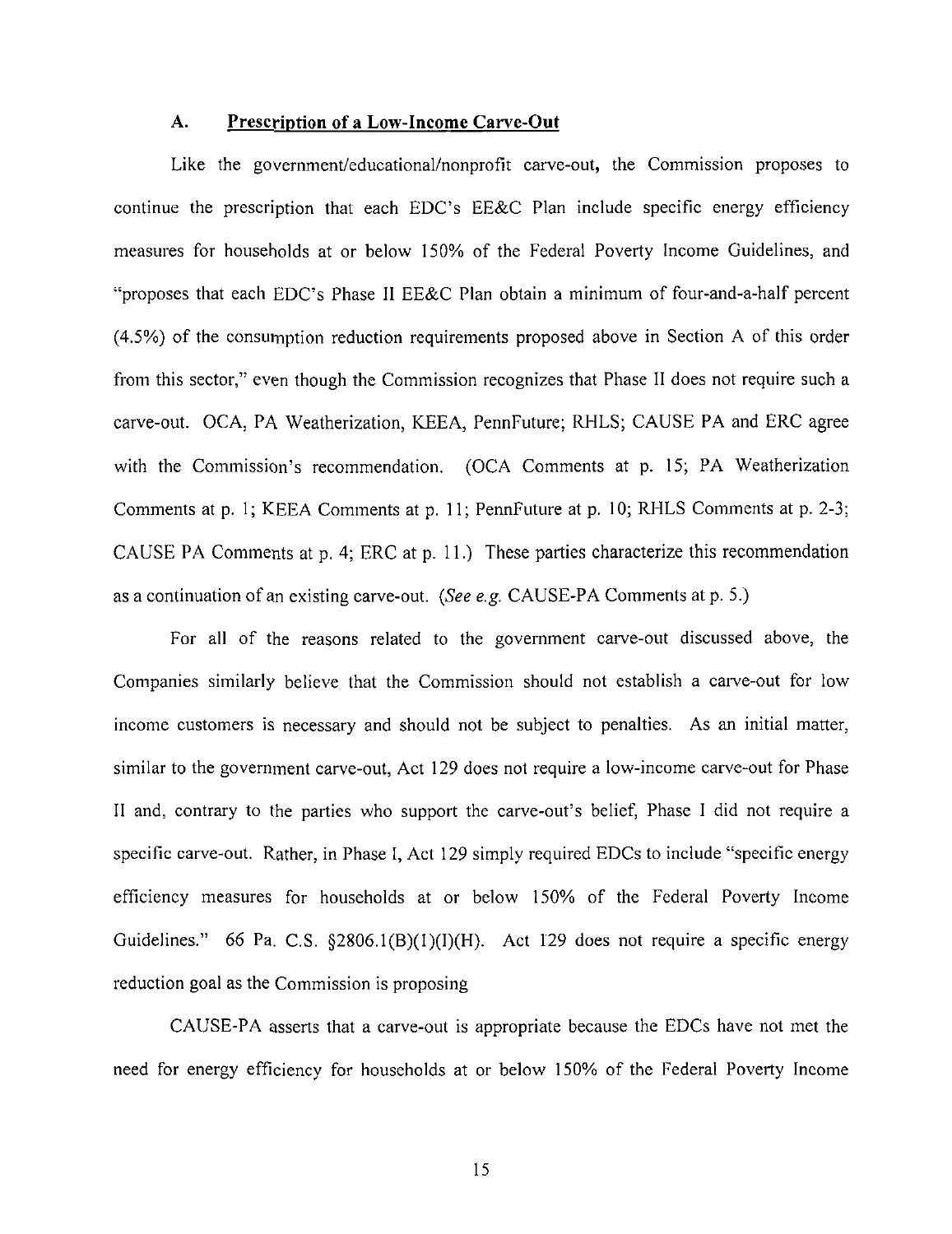### A. Prescription of a Low-Income Carve-Out

Like the government/educational/nonprofit carve-out, the Commission proposes to continue the prescription that each EDC's EE&C Plan include specific energy efficiency measures for households at or below 150% of the Federal Poverty Income Guidelines, and "proposes that each EDC's Phase II EE&C Plan obtain a minimum of four-and-a-half percent (4.5%) of the consumption reduction requirements proposed above in Section A of this order from this sector," even though the Commission recognizes that Phase II does not require such a carve-out. OCA, PA Weatherization, KEEA, PennFuture; RHLS; CAUSE PA and ERC agree with the Commission's recommendation. (OCA Comments at p. 15; PA Weatherization Comments at p. 1; KEEA Comments at p. 11; PennFuture at p. 10; RHLS Comments at p. 2-3; CAUSE PA Comments at p. 4; ERC at p. 11.) These parties characterize this recommendation as a continuation of an existing carve-out. (*See e.g.* CAUSE-PA Comments at p. 5.)

For all of the reasons related to the government carve-out discussed above, the Companies similarly believe that the Commission should not establish a carve-out for low income customers is necessary and should not be subject to penalties. As an initial matter, similar to the government carve-out, Act 129 does not require a low-income carve-out for Phase II and, contrary to the parties who support the carve-out's belief, Phase I did not require a specific carve-out. Rather, in Phase I, Act 129 simply required EDCs to include "specific energy efficiency measures for households at or below 150% of the Federal Poverty Income Guidelines." 66 Pa. C.S. §2806.1(B)(1)(I)(H). Act 129 does not require a specific energy reduction goal as the Commission is proposing

CAUSE-PA asserts that a carve-out is appropriate because the EDCs have not met the need for energy efficiency for households at or below 150% of the Federal Poverty Income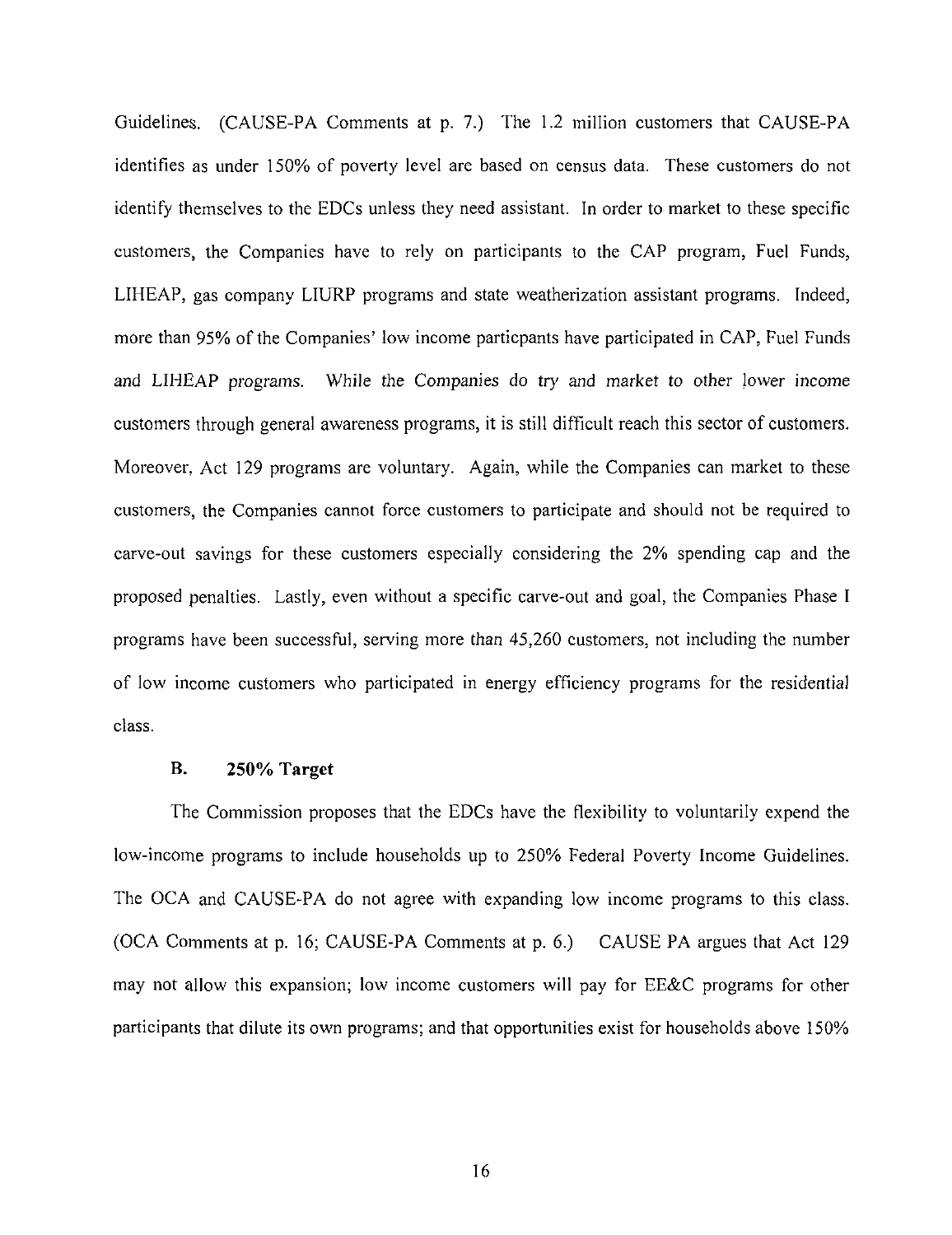Guidelines. (CAUSE-PA Comments at p. 7.) The 1.2 million customers that CAUSE-PA identifies as under 150% of poverty level are based on census data. These customers do not identify themselves to the EDCs unless they need assistant. In order to market to these specific customers, the Companies have to rely on participants to the CAP program, Fuel Funds, LIHEAP, gas company LIURP programs and state weatherization assistant programs. Indeed, more than 95% of the Companies' low income particpants have participated in CAP, Fuel Funds and LIHEAP programs. While the Companies do try and market to other lower income customers through general awareness programs, it is still difficult reach this sector of customers. Moreover, Act 129 programs are voluntary. Again, while the Companies can market to these customers, the Companies cannot force customers to participate and should not be required to carve-out savings for these customers especially considering the 2% spending cap and the proposed penalties. Lastly, even without a specific carve-out and goal, the Companies Phase I programs have been successful, serving more than 45,260 customers, not including the number of low income customers who participated in energy efficiency programs for the residential class.

### B. 250% Target

The Commission proposes that the EDCs have the flexibility to voluntarily expend the low-income programs to include households up to 250% Federal Poverty Income Guidelines. The OCA and CAUSE-PA do not agree with expanding low income programs to this class. (OCA Comments at p. 16; CAUSE-PA Comments at p. 6.) CAUSE PA argues that Act 129 may not allow this expansion; low income customers will pay for EE&C programs for other participants that dilute its own programs; and that opportunities exist for households above 150%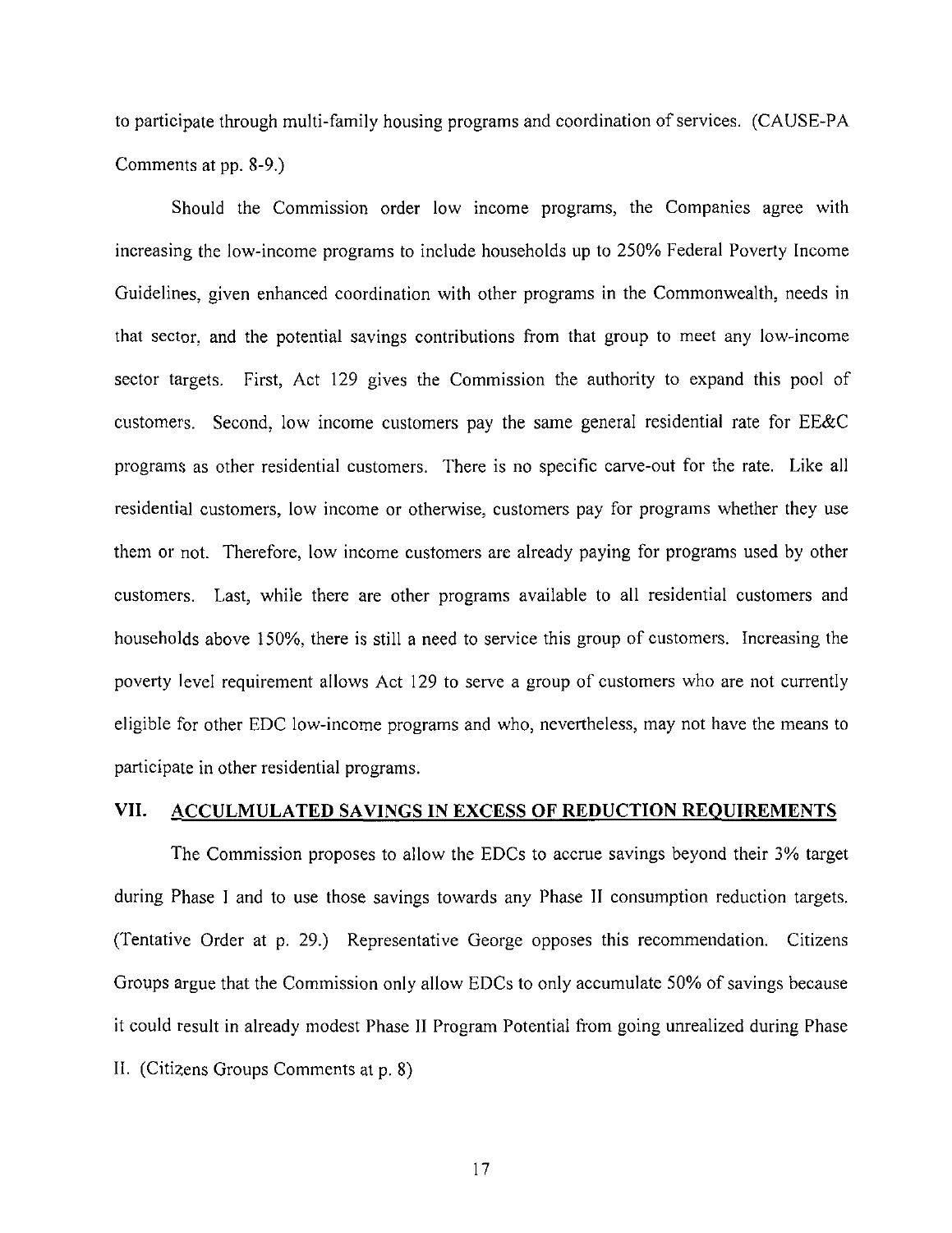to participate through multi-family housing programs and coordination of services. (CAUSE-PA Comments at pp. 8-9.)

Should the Commission order low income programs, the Companies agree with increasing the low-income programs to include households up to 250% Federal Poverty Income Guidelines, given enhanced coordination with other programs in the Commonwealth, needs in that sector, and the potential savings contributions from that group to meet any low-income sector targets. First, Act 129 gives the Commission the authority to expand this pool of customers. Second, low income customers pay the same general residential rate for EE&C programs as other residential customers. There is no specific carve-out for the rate. Like all residential customers, low income or otherwise, customers pay for programs whether they use them or not. Therefore, low income customers are already paying for programs used by other customers. Last, while there are other programs available to all residential customers and households above 150%, there is still a need to service this group of customers. Increasing the poverty level requirement allows Act 129 to serve a group of customers who are not currently eligible for other EDC low-income programs and who, nevertheless, may not have the means to participate in other residential programs.

## VII. ACCULMULATED SAVINGS IN EXCESS OF REDUCTION REQUIREMENTS

The Commission proposes to allow the EDCs to accrue savings beyond their 3% target during Phase I and to use those savings towards any Phase II consumption reduction targets. (Tentative Order at p. 29.) Representative George opposes this recommendation. Citizens Groups argue that the Commission only allow EDCs to only accumulate 50% of savings because it could result in already modest Phase II Program Potential from going unrealized during Phase II. (Citizens Groups Comments at p. 8)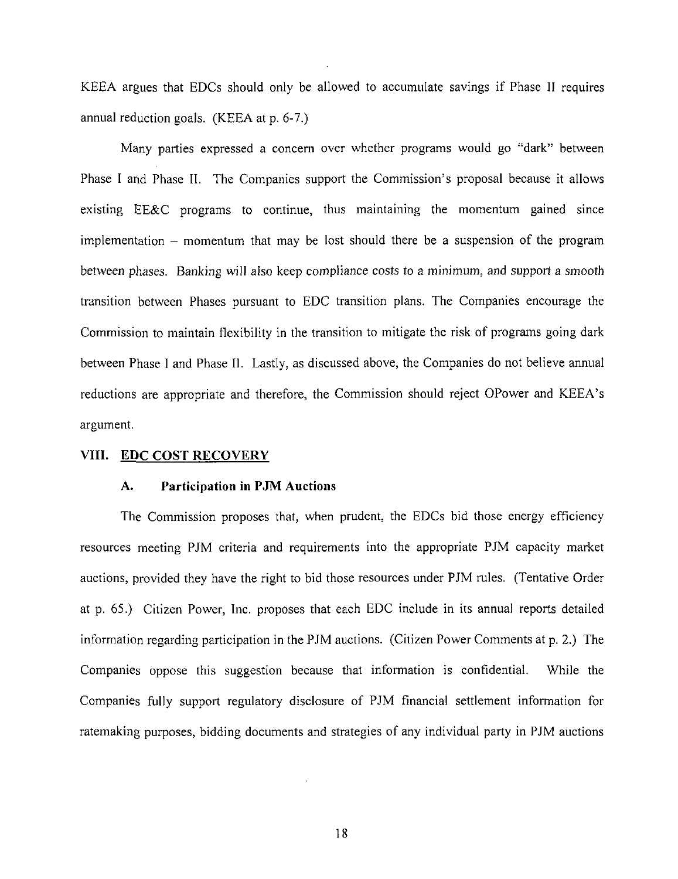KEEA argues that EDCs should only be allowed to accumulate savings if Phase II requires annual reduction goals. (KEEA at p. 6-7.)

Many parties expressed a concern over whether programs would go "dark" between Phase I and Phase II. The Companies support the Commission's proposal because it allows existing EE&C programs to continue, thus maintaining the momentum gained since implementation – momentum that may be lost should there be a suspension of the program between phases. Banking will also keep compliance costs to a minimum, and support a smooth transition between Phases pursuant to EDC transition plans. The Companies encourage the Commission to maintain flexibility in the transition to mitigate the risk of programs going dark between Phase I and Phase II. Lastly, as discussed above, the Companies do not believe annual reductions are appropriate and therefore, the Commission should reject OPower and KEEA's argument.

## VIII. EDC COST RECOVERY

### A. Participation in PJM Auctions

The Commission proposes that, when prudent, the EDCs bid those energy efficiency resources meeting PJM criteria and requirements into the appropriate PJM capacity market auctions, provided they have the right to bid those resources under PJM rules. (Tentative Order at p. 65.) Citizen Power, Inc. proposes that each EDC include in its annual reports detailed information regarding participation in the PJM auctions. (Citizen Power Comments at p. 2.) The Companies oppose this suggestion because that information is confidential. While the Companies fully support regulatory disclosure of PJM financial settlement information for ratemaking purposes, bidding documents and strategies of any individual party in PJM auctions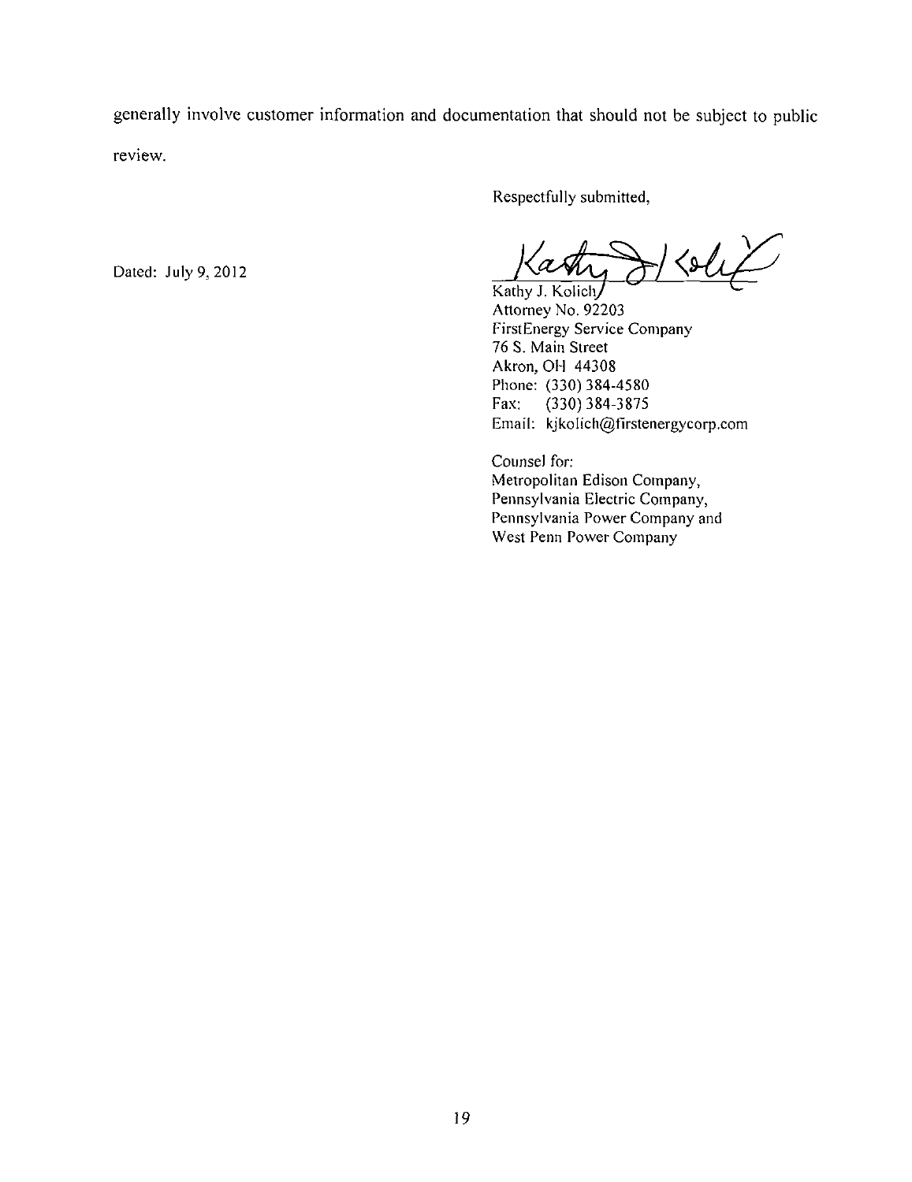generally involve customer information and documentation that should not be subject to public review.

Respectfully submitted,

Dated: July 9, 2012

Kathy J. Kolich
Attorney No. 92203
FirstEnergy Service Company
76 S. Main Street
Akron, OH 44308
Phone: (330) 384-4580
Fax: (330) 384-3875
Email: kjkolich@firstenergycorp.com

Counsel for:
Metropolitan Edison Company,
Pennsylvania Electric Company,
Pennsylvania Power Company and
West Penn Power Company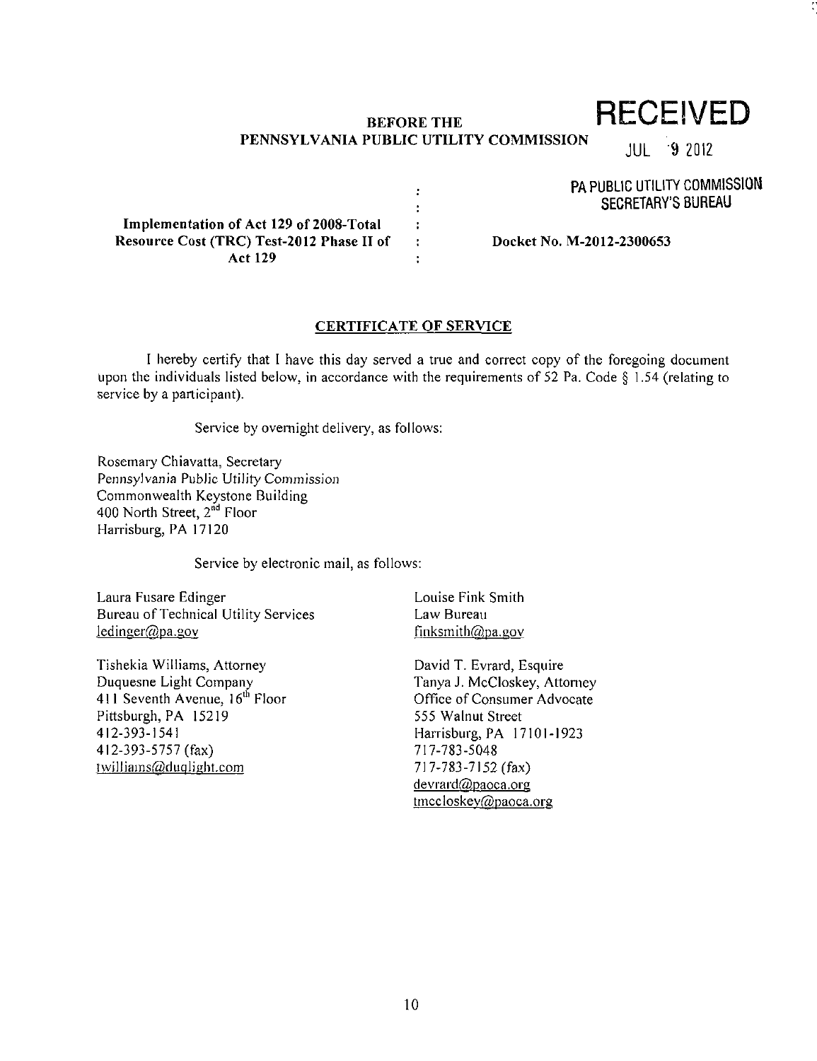**BEFORE THE**
**PENNSYLVANIA PUBLIC UTILITY COMMISSION**

**RECEIVED**

JUL 9 2012

PA PUBLIC UTILITY COMMISSION
SECRETARY'S BUREAU

| | | |
|---|---|---|
| **Implementation of Act 129 of 2008-Total Resource Cost (TRC) Test-2012 Phase II of Act 129** | : | **Docket No. M-2012-2300653** |

## CERTIFICATE OF SERVICE

I hereby certify that I have this day served a true and correct copy of the foregoing document upon the individuals listed below, in accordance with the requirements of 52 Pa. Code § 1.54 (relating to service by a participant).

Service by overnight delivery, as follows:

Rosemary Chiavatta, Secretary
Pennsylvania Public Utility Commission
Commonwealth Keystone Building
400 North Street, 2nd Floor
Harrisburg, PA 17120

Service by electronic mail, as follows:

Laura Fusare Edinger
Bureau of Technical Utility Services
ledinger@pa.gov

Louise Fink Smith
Law Bureau
finksmith@pa.gov

Tishekia Williams, Attorney
Duquesne Light Company
411 Seventh Avenue, 16th Floor
Pittsburgh, PA 15219
412-393-1541
412-393-5757 (fax)
twilliams@duqlight.com

David T. Evrard, Esquire
Tanya J. McCloskey, Attorney
Office of Consumer Advocate
555 Walnut Street
Harrisburg, PA 17101-1923
717-783-5048
717-783-7152 (fax)
devrard@paoca.org
tmccloskey@paoca.org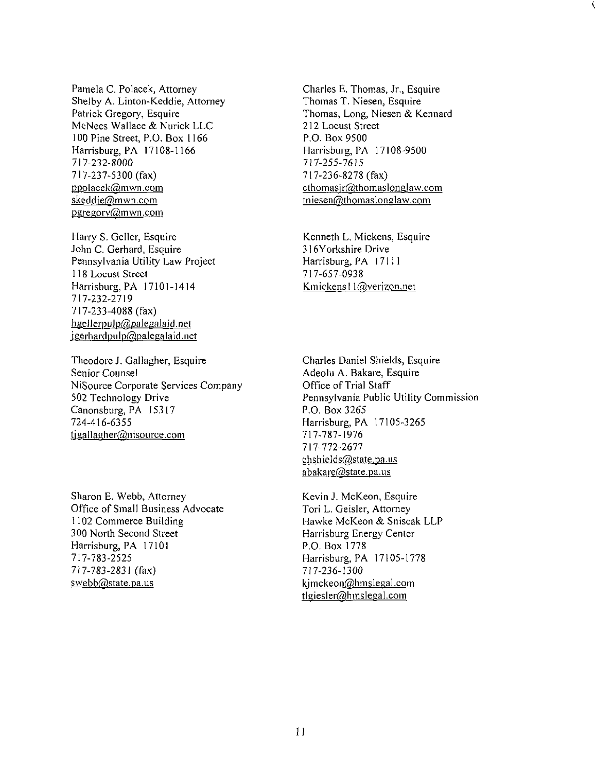Pamela C. Polacek, Attorney
Shelby A. Linton-Keddie, Attorney
Patrick Gregory, Esquire
McNees Wallace & Nurick LLC
100 Pine Street, P.O. Box 1166
Harrisburg, PA 17108-1166
717-232-8000
717-237-5300 (fax)
ppolacek@mwn.com
skeddie@mwn.com
pgregory@mwn.com

Charles E. Thomas, Jr., Esquire
Thomas T. Niesen, Esquire
Thomas, Long, Niesen & Kennard
212 Locust Street
P.O. Box 9500
Harrisburg, PA 17108-9500
717-255-7615
717-236-8278 (fax)
cthomasjr@thomaslonglaw.com
tniesen@thomaslonglaw.com

Harry S. Geller, Esquire
John C. Gerhard, Esquire
Pennsylvania Utility Law Project
118 Locust Street
Harrisburg, PA 17101-1414
717-232-2719
717-233-4088 (fax)
hgellerpulp@palegalaid.net
jgerhardpulp@palegalaid.net

Kenneth L. Mickens, Esquire
316Yorkshire Drive
Harrisburg, PA 17111
717-657-0938
Kmickens11@verizon.net

Theodore J. Gallagher, Esquire
Senior Counsel
NiSource Corporate Services Company
502 Technology Drive
Canonsburg, PA 15317
724-416-6355
tjgallagher@nisource.com

Charles Daniel Shields, Esquire
Adeolu A. Bakare, Esquire
Office of Trial Staff
Pennsylvania Public Utility Commission
P.O. Box 3265
Harrisburg, PA 17105-3265
717-787-1976
717-772-2677
chshields@state.pa.us
abakare@state.pa.us

Sharon E. Webb, Attorney
Office of Small Business Advocate
1102 Commerce Building
300 North Second Street
Harrisburg, PA 17101
717-783-2525
717-783-2831 (fax)
swebb@state.pa.us

Kevin J. McKeon, Esquire
Tori L. Geisler, Attorney
Hawke McKeon & Sniscak LLP
Harrisburg Energy Center
P.O. Box 1778
Harrisburg, PA 17105-1778
717-236-1300
kjmckeon@hmslegal.com
tlgiesler@hmslegal.com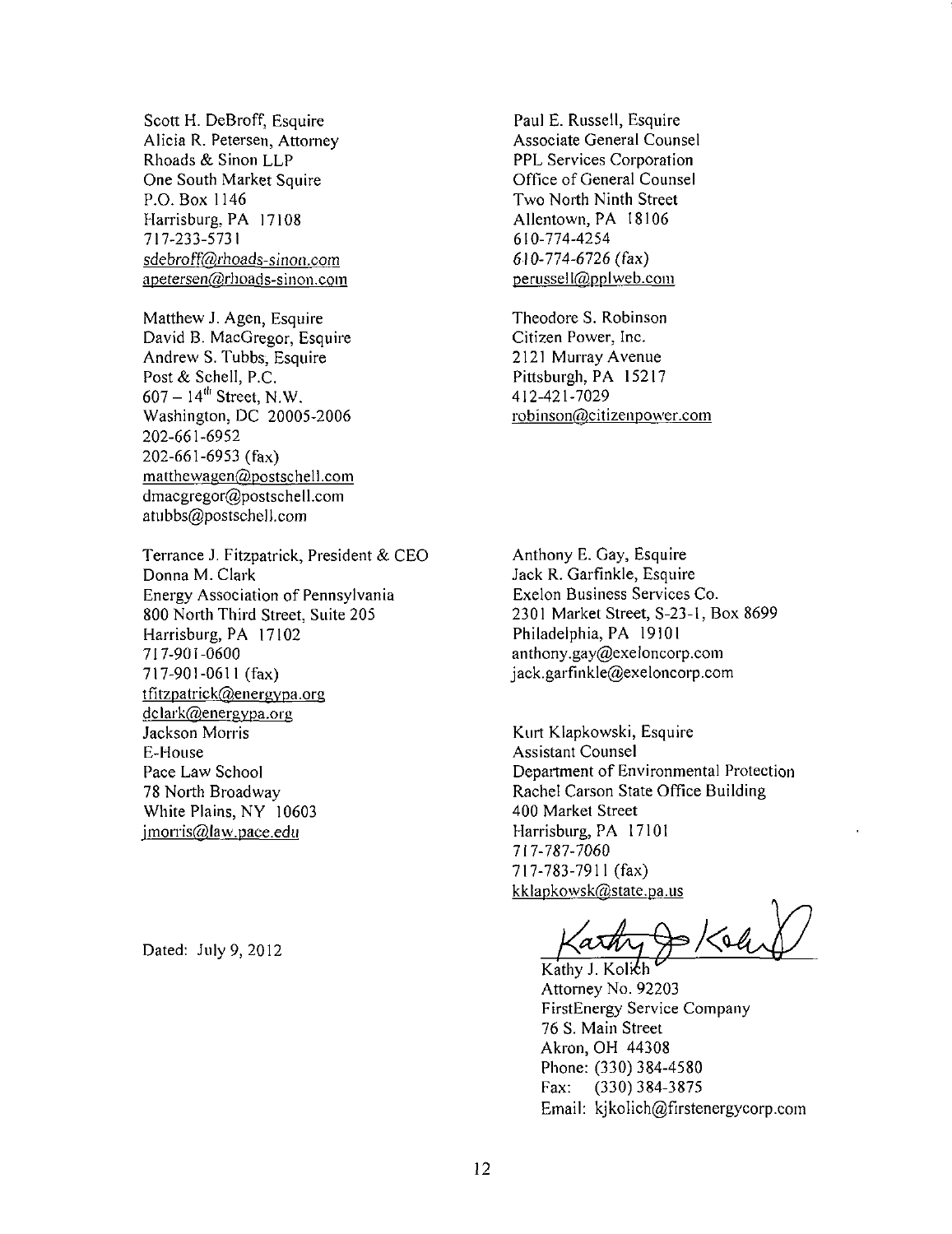Scott H. DeBroff, Esquire
Alicia R. Petersen, Attorney
Rhoads & Sinon LLP
One South Market Squire
P.O. Box 1146
Harrisburg, PA 17108
717-233-5731
sdebroff@rhoads-sinon.com
apetersen@rhoads-sinon.com

Paul E. Russell, Esquire
Associate General Counsel
PPL Services Corporation
Office of General Counsel
Two North Ninth Street
Allentown, PA 18106
610-774-4254
610-774-6726 (fax)
perussell@pplweb.com

Matthew J. Agen, Esquire
David B. MacGregor, Esquire
Andrew S. Tubbs, Esquire
Post & Schell, P.C.
607 – 14th Street, N.W.
Washington, DC 20005-2006
202-661-6952
202-661-6953 (fax)
matthewagen@postschell.com
dmacgregor@postschell.com
atubbs@postschell.com

Theodore S. Robinson
Citizen Power, Inc.
2121 Murray Avenue
Pittsburgh, PA 15217
412-421-7029
robinson@citizenpower.com

Terrance J. Fitzpatrick, President & CEO
Donna M. Clark
Energy Association of Pennsylvania
800 North Third Street, Suite 205
Harrisburg, PA 17102
717-901-0600
717-901-0611 (fax)
tfitzpatrick@energypa.org
dclark@energypa.org

Anthony E. Gay, Esquire
Jack R. Garfinkle, Esquire
Exelon Business Services Co.
2301 Market Street, S-23-1, Box 8699
Philadelphia, PA 19101
anthony.gay@exeloncorp.com
jack.garfinkle@exeloncorp.com

Jackson Morris
E-House
Pace Law School
78 North Broadway
White Plains, NY 10603
jmorris@law.pace.edu

Kurt Klapkowski, Esquire
Assistant Counsel
Department of Environmental Protection
Rachel Carson State Office Building
400 Market Street
Harrisburg, PA 17101
717-787-7060
717-783-7911 (fax)
kklapkowsk@state.pa.us

Dated: July 9, 2012

Kathy J. Kolich
Attorney No. 92203
FirstEnergy Service Company
76 S. Main Street
Akron, OH 44308
Phone: (330) 384-4580
Fax: (330) 384-3875
Email: kjkolich@firstenergycorp.com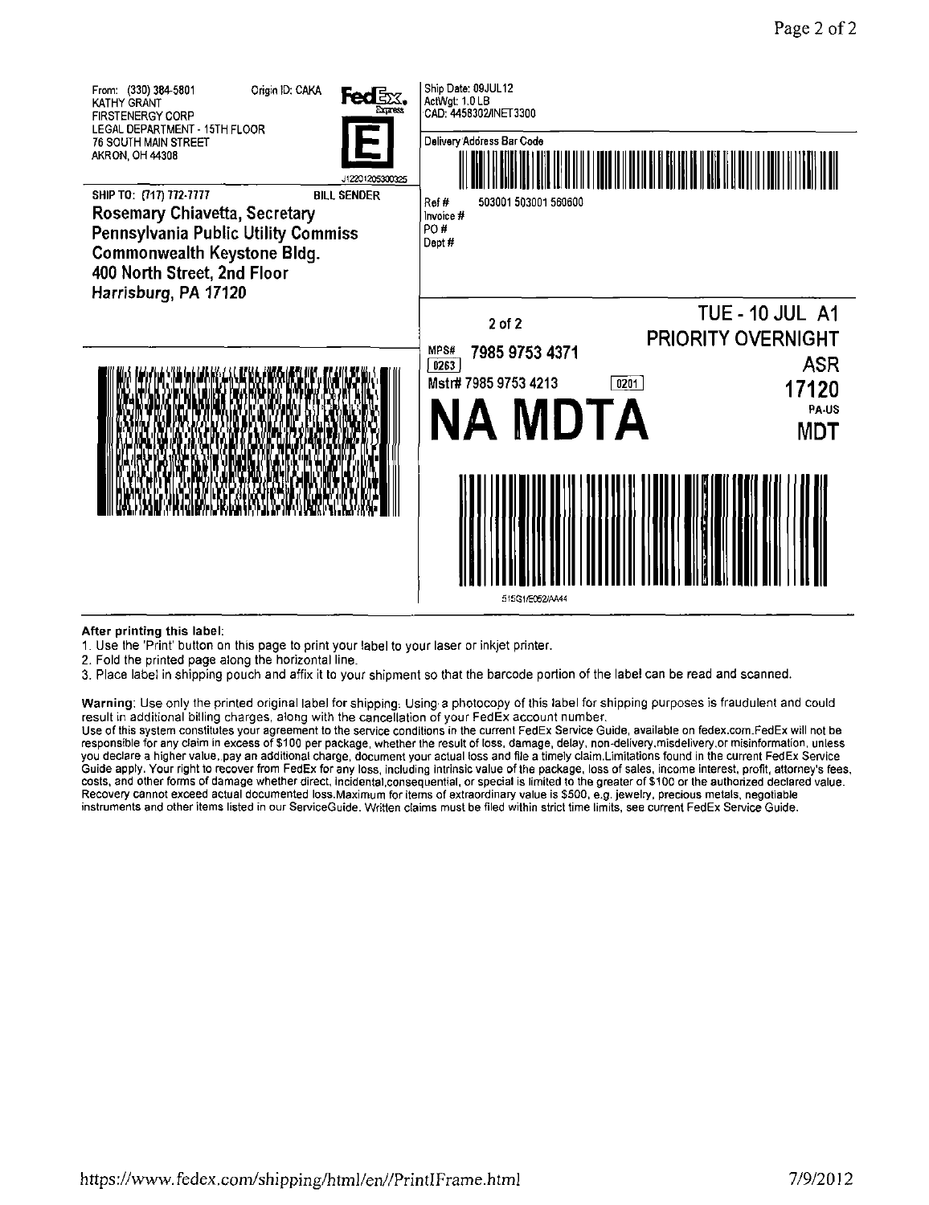From: (330) 384-5801 Origin ID: CAKA
KATHY GRANT
FIRSTENERGY CORP
LEGAL DEPARTMENT - 15TH FLOOR
76 SOUTH MAIN STREET
AKRON, OH 44308

FedEx Express

E

J12201205300325

Ship Date: 09JUL12
ActWgt: 1.0 LB
CAD: 4458302/INET3300

Delivery Address Bar Code

SHIP TO: (717) 772-7777 BILL SENDER

**Rosemary Chiavetta, Secretary**
**Pennsylvania Public Utility Commiss**
**Commonwealth Keystone Bldg.**
**400 North Street, 2nd Floor**
**Harrisburg, PA 17120**

Ref # 503001 503001 560600
Invoice #
PO #
Dept #

2 of 2

**TUE - 10 JUL A1**
**PRIORITY OVERNIGHT**

MPS# 7985 9753 4371
0263

**ASR**

Mstr# 7985 9753 4213 0201

**17120**
PA-US

# NA MDTA

**MDT**

515G1/E052/AA44

**After printing this label:**

1. Use the 'Print' button on this page to print your label to your laser or inkjet printer.
2. Fold the printed page along the horizontal line.
3. Place label in shipping pouch and affix it to your shipment so that the barcode portion of the label can be read and scanned.

**Warning:** Use only the printed original label for shipping. Using a photocopy of this label for shipping purposes is fraudulent and could result in additional billing charges, along with the cancellation of your FedEx account number.
Use of this system constitutes your agreement to the service conditions in the current FedEx Service Guide, available on fedex.com.FedEx will not be responsible for any claim in excess of $100 per package, whether the result of loss, damage, delay, non-delivery,misdelivery,or misinformation, unless you declare a higher value, pay an additional charge, document your actual loss and file a timely claim.Limitations found in the current FedEx Service Guide apply. Your right to recover from FedEx for any loss, including intrinsic value of the package, loss of sales, income interest, profit, attorney's fees, costs, and other forms of damage whether direct, incidental,consequential, or special is limited to the greater of $100 or the authorized declared value. Recovery cannot exceed actual documented loss.Maximum for items of extraordinary value is $500, e.g. jewelry, precious metals, negotiable instruments and other items listed in our ServiceGuide. Written claims must be filed within strict time limits, see current FedEx Service Guide.

https://www.fedex.com/shipping/html/en//PrintIFrame.html 7/9/2012